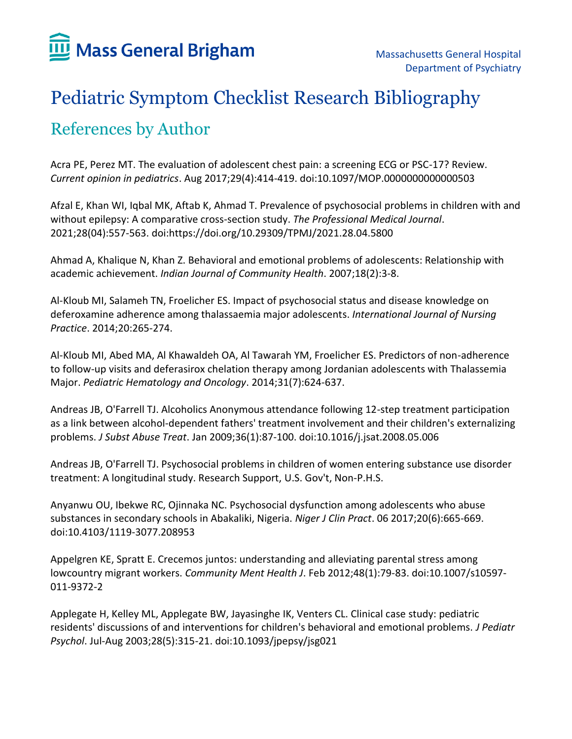Mass General Brigham

Massachusetts General Hospital
Department of Psychiatry

# Pediatric Symptom Checklist Research Bibliography

## References by Author

Acra PE, Perez MT. The evaluation of adolescent chest pain: a screening ECG or PSC-17? Review. *Current opinion in pediatrics*. Aug 2017;29(4):414-419. doi:10.1097/MOP.0000000000000503

Afzal E, Khan WI, Iqbal MK, Aftab K, Ahmad T. Prevalence of psychosocial problems in children with and without epilepsy: A comparative cross-section study. *The Professional Medical Journal*. 2021;28(04):557-563. doi:https://doi.org/10.29309/TPMJ/2021.28.04.5800

Ahmad A, Khalique N, Khan Z. Behavioral and emotional problems of adolescents: Relationship with academic achievement. *Indian Journal of Community Health*. 2007;18(2):3-8.

Al-Kloub MI, Salameh TN, Froelicher ES. Impact of psychosocial status and disease knowledge on deferoxamine adherence among thalassaemia major adolescents. *International Journal of Nursing Practice*. 2014;20:265-274.

Al-Kloub MI, Abed MA, Al Khawaldeh OA, Al Tawarah YM, Froelicher ES. Predictors of non-adherence to follow-up visits and deferasirox chelation therapy among Jordanian adolescents with Thalassemia Major. *Pediatric Hematology and Oncology*. 2014;31(7):624-637.

Andreas JB, O'Farrell TJ. Alcoholics Anonymous attendance following 12-step treatment participation as a link between alcohol-dependent fathers' treatment involvement and their children's externalizing problems. *J Subst Abuse Treat*. Jan 2009;36(1):87-100. doi:10.1016/j.jsat.2008.05.006

Andreas JB, O'Farrell TJ. Psychosocial problems in children of women entering substance use disorder treatment: A longitudinal study. Research Support, U.S. Gov't, Non-P.H.S.

Anyanwu OU, Ibekwe RC, Ojinnaka NC. Psychosocial dysfunction among adolescents who abuse substances in secondary schools in Abakaliki, Nigeria. *Niger J Clin Pract*. 06 2017;20(6):665-669. doi:10.4103/1119-3077.208953

Appelgren KE, Spratt E. Crecemos juntos: understanding and alleviating parental stress among lowcountry migrant workers. *Community Ment Health J*. Feb 2012;48(1):79-83. doi:10.1007/s10597-011-9372-2

Applegate H, Kelley ML, Applegate BW, Jayasinghe IK, Venters CL. Clinical case study: pediatric residents' discussions of and interventions for children's behavioral and emotional problems. *J Pediatr Psychol*. Jul-Aug 2003;28(5):315-21. doi:10.1093/jpepsy/jsg021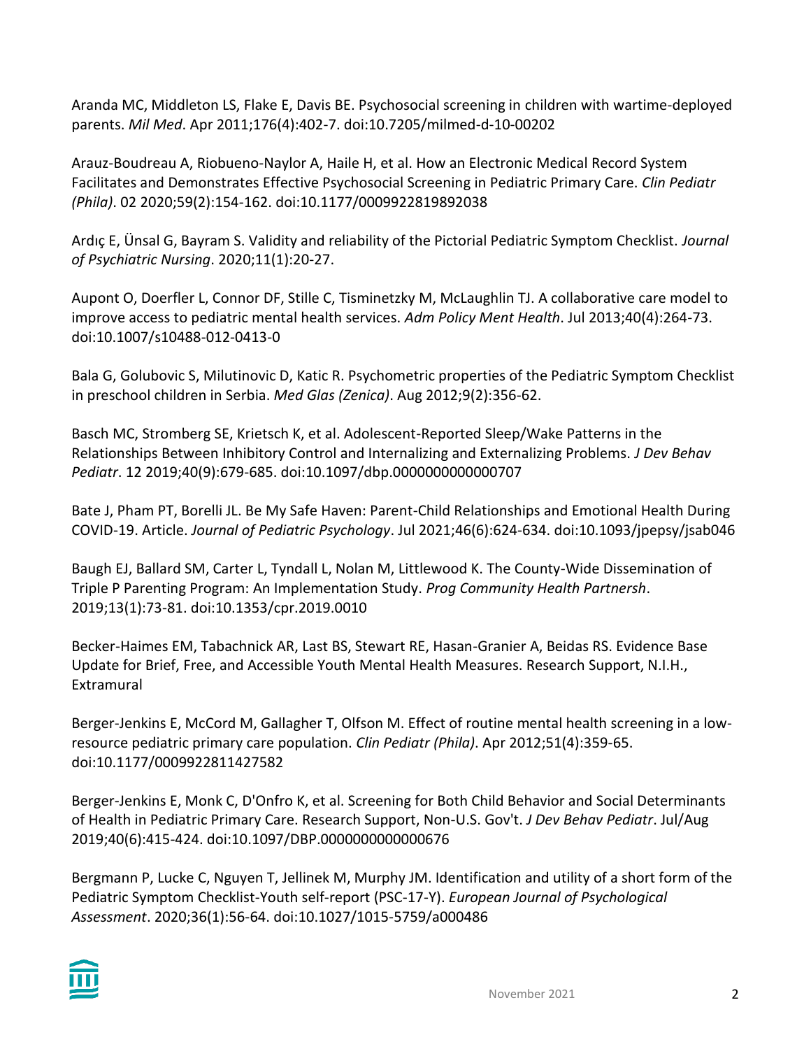Aranda MC, Middleton LS, Flake E, Davis BE. Psychosocial screening in children with wartime-deployed parents. *Mil Med*. Apr 2011;176(4):402-7. doi:10.7205/milmed-d-10-00202

Arauz-Boudreau A, Riobueno-Naylor A, Haile H, et al. How an Electronic Medical Record System Facilitates and Demonstrates Effective Psychosocial Screening in Pediatric Primary Care. *Clin Pediatr (Phila)*. 02 2020;59(2):154-162. doi:10.1177/0009922819892038

Ardıç E, Ünsal G, Bayram S. Validity and reliability of the Pictorial Pediatric Symptom Checklist. *Journal of Psychiatric Nursing*. 2020;11(1):20-27.

Aupont O, Doerfler L, Connor DF, Stille C, Tisminetzky M, McLaughlin TJ. A collaborative care model to improve access to pediatric mental health services. *Adm Policy Ment Health*. Jul 2013;40(4):264-73. doi:10.1007/s10488-012-0413-0

Bala G, Golubovic S, Milutinovic D, Katic R. Psychometric properties of the Pediatric Symptom Checklist in preschool children in Serbia. *Med Glas (Zenica)*. Aug 2012;9(2):356-62.

Basch MC, Stromberg SE, Krietsch K, et al. Adolescent-Reported Sleep/Wake Patterns in the Relationships Between Inhibitory Control and Internalizing and Externalizing Problems. *J Dev Behav Pediatr*. 12 2019;40(9):679-685. doi:10.1097/dbp.0000000000000707

Bate J, Pham PT, Borelli JL. Be My Safe Haven: Parent-Child Relationships and Emotional Health During COVID-19. Article. *Journal of Pediatric Psychology*. Jul 2021;46(6):624-634. doi:10.1093/jpepsy/jsab046

Baugh EJ, Ballard SM, Carter L, Tyndall L, Nolan M, Littlewood K. The County-Wide Dissemination of Triple P Parenting Program: An Implementation Study. *Prog Community Health Partnersh*. 2019;13(1):73-81. doi:10.1353/cpr.2019.0010

Becker-Haimes EM, Tabachnick AR, Last BS, Stewart RE, Hasan-Granier A, Beidas RS. Evidence Base Update for Brief, Free, and Accessible Youth Mental Health Measures. Research Support, N.I.H., Extramural

Berger-Jenkins E, McCord M, Gallagher T, Olfson M. Effect of routine mental health screening in a low-resource pediatric primary care population. *Clin Pediatr (Phila)*. Apr 2012;51(4):359-65. doi:10.1177/0009922811427582

Berger-Jenkins E, Monk C, D'Onfro K, et al. Screening for Both Child Behavior and Social Determinants of Health in Pediatric Primary Care. Research Support, Non-U.S. Gov't. *J Dev Behav Pediatr*. Jul/Aug 2019;40(6):415-424. doi:10.1097/DBP.0000000000000676

Bergmann P, Lucke C, Nguyen T, Jellinek M, Murphy JM. Identification and utility of a short form of the Pediatric Symptom Checklist-Youth self-report (PSC-17-Y). *European Journal of Psychological Assessment*. 2020;36(1):56-64. doi:10.1027/1015-5759/a000486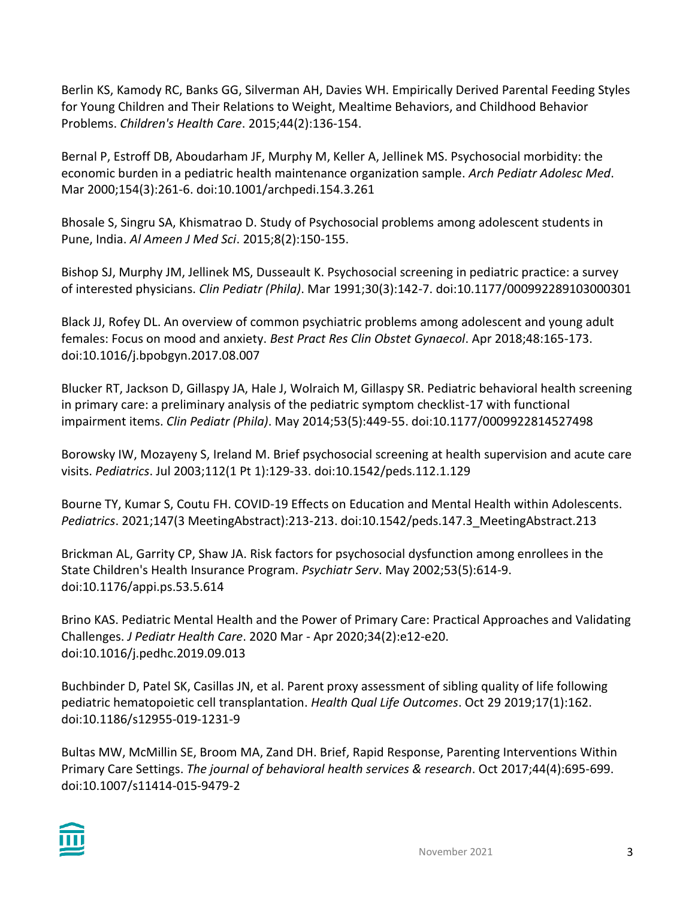Berlin KS, Kamody RC, Banks GG, Silverman AH, Davies WH. Empirically Derived Parental Feeding Styles for Young Children and Their Relations to Weight, Mealtime Behaviors, and Childhood Behavior Problems. *Children's Health Care*. 2015;44(2):136-154.

Bernal P, Estroff DB, Aboudarham JF, Murphy M, Keller A, Jellinek MS. Psychosocial morbidity: the economic burden in a pediatric health maintenance organization sample. *Arch Pediatr Adolesc Med*. Mar 2000;154(3):261-6. doi:10.1001/archpedi.154.3.261

Bhosale S, Singru SA, Khismatrao D. Study of Psychosocial problems among adolescent students in Pune, India. *Al Ameen J Med Sci*. 2015;8(2):150-155.

Bishop SJ, Murphy JM, Jellinek MS, Dusseault K. Psychosocial screening in pediatric practice: a survey of interested physicians. *Clin Pediatr (Phila)*. Mar 1991;30(3):142-7. doi:10.1177/000992289103000301

Black JJ, Rofey DL. An overview of common psychiatric problems among adolescent and young adult females: Focus on mood and anxiety. *Best Pract Res Clin Obstet Gynaecol*. Apr 2018;48:165-173. doi:10.1016/j.bpobgyn.2017.08.007

Blucker RT, Jackson D, Gillaspy JA, Hale J, Wolraich M, Gillaspy SR. Pediatric behavioral health screening in primary care: a preliminary analysis of the pediatric symptom checklist-17 with functional impairment items. *Clin Pediatr (Phila)*. May 2014;53(5):449-55. doi:10.1177/0009922814527498

Borowsky IW, Mozayeny S, Ireland M. Brief psychosocial screening at health supervision and acute care visits. *Pediatrics*. Jul 2003;112(1 Pt 1):129-33. doi:10.1542/peds.112.1.129

Bourne TY, Kumar S, Coutu FH. COVID-19 Effects on Education and Mental Health within Adolescents. *Pediatrics*. 2021;147(3 MeetingAbstract):213-213. doi:10.1542/peds.147.3_MeetingAbstract.213

Brickman AL, Garrity CP, Shaw JA. Risk factors for psychosocial dysfunction among enrollees in the State Children's Health Insurance Program. *Psychiatr Serv*. May 2002;53(5):614-9. doi:10.1176/appi.ps.53.5.614

Brino KAS. Pediatric Mental Health and the Power of Primary Care: Practical Approaches and Validating Challenges. *J Pediatr Health Care*. 2020 Mar - Apr 2020;34(2):e12-e20. doi:10.1016/j.pedhc.2019.09.013

Buchbinder D, Patel SK, Casillas JN, et al. Parent proxy assessment of sibling quality of life following pediatric hematopoietic cell transplantation. *Health Qual Life Outcomes*. Oct 29 2019;17(1):162. doi:10.1186/s12955-019-1231-9

Bultas MW, McMillin SE, Broom MA, Zand DH. Brief, Rapid Response, Parenting Interventions Within Primary Care Settings. *The journal of behavioral health services & research*. Oct 2017;44(4):695-699. doi:10.1007/s11414-015-9479-2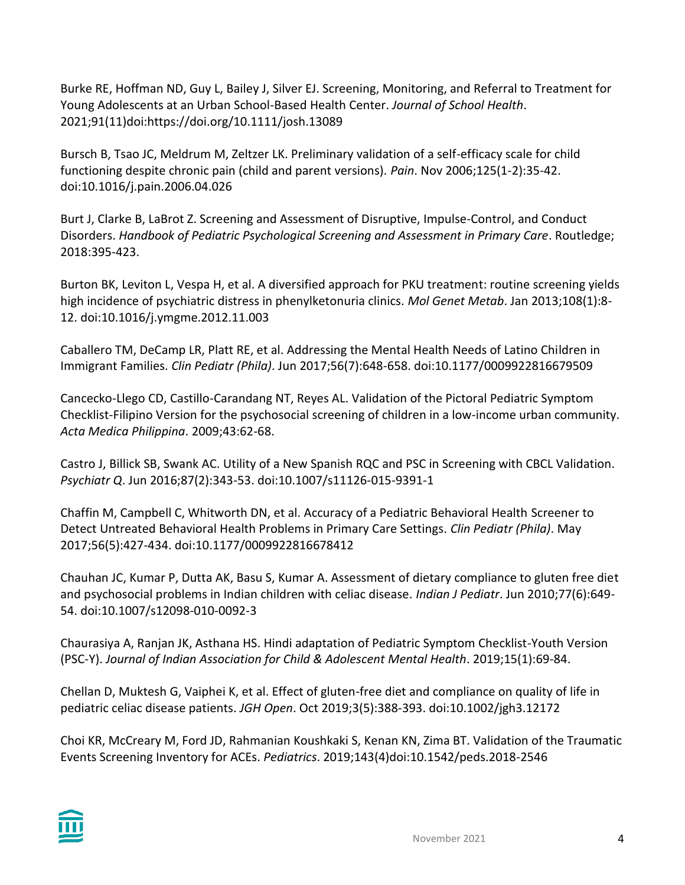Burke RE, Hoffman ND, Guy L, Bailey J, Silver EJ. Screening, Monitoring, and Referral to Treatment for Young Adolescents at an Urban School-Based Health Center. *Journal of School Health*. 2021;91(11)doi:https://doi.org/10.1111/josh.13089

Bursch B, Tsao JC, Meldrum M, Zeltzer LK. Preliminary validation of a self-efficacy scale for child functioning despite chronic pain (child and parent versions). *Pain*. Nov 2006;125(1-2):35-42. doi:10.1016/j.pain.2006.04.026

Burt J, Clarke B, LaBrot Z. Screening and Assessment of Disruptive, Impulse-Control, and Conduct Disorders. *Handbook of Pediatric Psychological Screening and Assessment in Primary Care*. Routledge; 2018:395-423.

Burton BK, Leviton L, Vespa H, et al. A diversified approach for PKU treatment: routine screening yields high incidence of psychiatric distress in phenylketonuria clinics. *Mol Genet Metab*. Jan 2013;108(1):8-12. doi:10.1016/j.ymgme.2012.11.003

Caballero TM, DeCamp LR, Platt RE, et al. Addressing the Mental Health Needs of Latino Children in Immigrant Families. *Clin Pediatr (Phila)*. Jun 2017;56(7):648-658. doi:10.1177/0009922816679509

Cancecko-Llego CD, Castillo-Carandang NT, Reyes AL. Validation of the Pictoral Pediatric Symptom Checklist-Filipino Version for the psychosocial screening of children in a low-income urban community. *Acta Medica Philippina*. 2009;43:62-68.

Castro J, Billick SB, Swank AC. Utility of a New Spanish RQC and PSC in Screening with CBCL Validation. *Psychiatr Q*. Jun 2016;87(2):343-53. doi:10.1007/s11126-015-9391-1

Chaffin M, Campbell C, Whitworth DN, et al. Accuracy of a Pediatric Behavioral Health Screener to Detect Untreated Behavioral Health Problems in Primary Care Settings. *Clin Pediatr (Phila)*. May 2017;56(5):427-434. doi:10.1177/0009922816678412

Chauhan JC, Kumar P, Dutta AK, Basu S, Kumar A. Assessment of dietary compliance to gluten free diet and psychosocial problems in Indian children with celiac disease. *Indian J Pediatr*. Jun 2010;77(6):649-54. doi:10.1007/s12098-010-0092-3

Chaurasiya A, Ranjan JK, Asthana HS. Hindi adaptation of Pediatric Symptom Checklist-Youth Version (PSC-Y). *Journal of Indian Association for Child & Adolescent Mental Health*. 2019;15(1):69-84.

Chellan D, Muktesh G, Vaiphei K, et al. Effect of gluten-free diet and compliance on quality of life in pediatric celiac disease patients. *JGH Open*. Oct 2019;3(5):388-393. doi:10.1002/jgh3.12172

Choi KR, McCreary M, Ford JD, Rahmanian Koushkaki S, Kenan KN, Zima BT. Validation of the Traumatic Events Screening Inventory for ACEs. *Pediatrics*. 2019;143(4)doi:10.1542/peds.2018-2546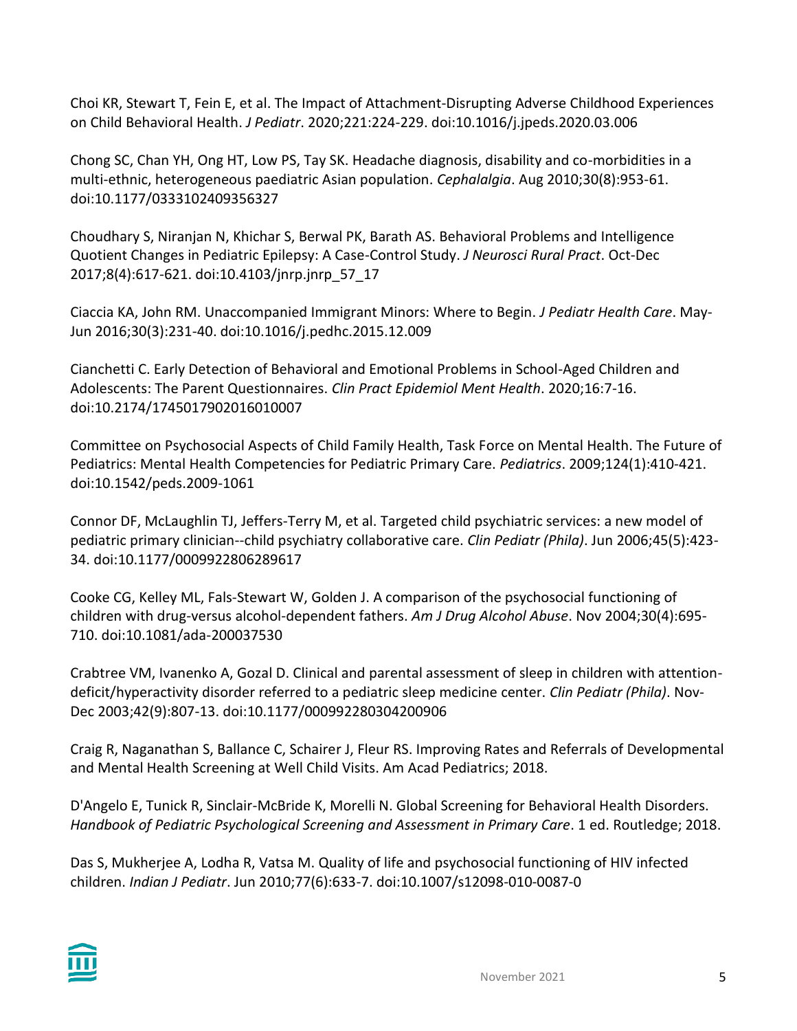Choi KR, Stewart T, Fein E, et al. The Impact of Attachment-Disrupting Adverse Childhood Experiences on Child Behavioral Health. *J Pediatr*. 2020;221:224-229. doi:10.1016/j.jpeds.2020.03.006

Chong SC, Chan YH, Ong HT, Low PS, Tay SK. Headache diagnosis, disability and co-morbidities in a multi-ethnic, heterogeneous paediatric Asian population. *Cephalalgia*. Aug 2010;30(8):953-61. doi:10.1177/0333102409356327

Choudhary S, Niranjan N, Khichar S, Berwal PK, Barath AS. Behavioral Problems and Intelligence Quotient Changes in Pediatric Epilepsy: A Case-Control Study. *J Neurosci Rural Pract*. Oct-Dec 2017;8(4):617-621. doi:10.4103/jnrp.jnrp_57_17

Ciaccia KA, John RM. Unaccompanied Immigrant Minors: Where to Begin. *J Pediatr Health Care*. May-Jun 2016;30(3):231-40. doi:10.1016/j.pedhc.2015.12.009

Cianchetti C. Early Detection of Behavioral and Emotional Problems in School-Aged Children and Adolescents: The Parent Questionnaires. *Clin Pract Epidemiol Ment Health*. 2020;16:7-16. doi:10.2174/1745017902016010007

Committee on Psychosocial Aspects of Child Family Health, Task Force on Mental Health. The Future of Pediatrics: Mental Health Competencies for Pediatric Primary Care. *Pediatrics*. 2009;124(1):410-421. doi:10.1542/peds.2009-1061

Connor DF, McLaughlin TJ, Jeffers-Terry M, et al. Targeted child psychiatric services: a new model of pediatric primary clinician--child psychiatry collaborative care. *Clin Pediatr (Phila)*. Jun 2006;45(5):423-34. doi:10.1177/0009922806289617

Cooke CG, Kelley ML, Fals-Stewart W, Golden J. A comparison of the psychosocial functioning of children with drug-versus alcohol-dependent fathers. *Am J Drug Alcohol Abuse*. Nov 2004;30(4):695-710. doi:10.1081/ada-200037530

Crabtree VM, Ivanenko A, Gozal D. Clinical and parental assessment of sleep in children with attention-deficit/hyperactivity disorder referred to a pediatric sleep medicine center. *Clin Pediatr (Phila)*. Nov-Dec 2003;42(9):807-13. doi:10.1177/000992280304200906

Craig R, Naganathan S, Ballance C, Schairer J, Fleur RS. Improving Rates and Referrals of Developmental and Mental Health Screening at Well Child Visits. Am Acad Pediatrics; 2018.

D'Angelo E, Tunick R, Sinclair-McBride K, Morelli N. Global Screening for Behavioral Health Disorders. *Handbook of Pediatric Psychological Screening and Assessment in Primary Care*. 1 ed. Routledge; 2018.

Das S, Mukherjee A, Lodha R, Vatsa M. Quality of life and psychosocial functioning of HIV infected children. *Indian J Pediatr*. Jun 2010;77(6):633-7. doi:10.1007/s12098-010-0087-0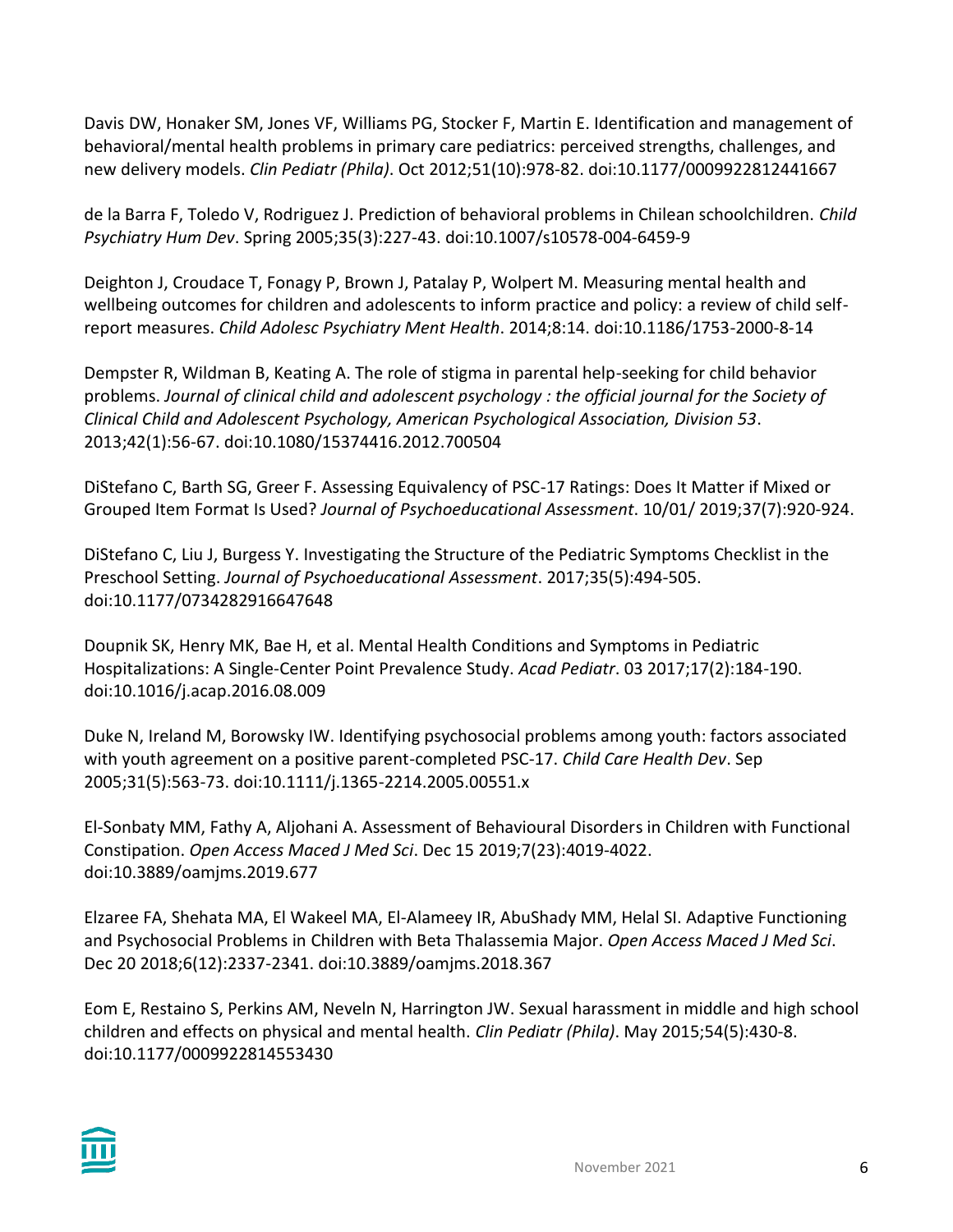Davis DW, Honaker SM, Jones VF, Williams PG, Stocker F, Martin E. Identification and management of behavioral/mental health problems in primary care pediatrics: perceived strengths, challenges, and new delivery models. *Clin Pediatr (Phila)*. Oct 2012;51(10):978-82. doi:10.1177/0009922812441667

de la Barra F, Toledo V, Rodriguez J. Prediction of behavioral problems in Chilean schoolchildren. *Child Psychiatry Hum Dev*. Spring 2005;35(3):227-43. doi:10.1007/s10578-004-6459-9

Deighton J, Croudace T, Fonagy P, Brown J, Patalay P, Wolpert M. Measuring mental health and wellbeing outcomes for children and adolescents to inform practice and policy: a review of child self-report measures. *Child Adolesc Psychiatry Ment Health*. 2014;8:14. doi:10.1186/1753-2000-8-14

Dempster R, Wildman B, Keating A. The role of stigma in parental help-seeking for child behavior problems. *Journal of clinical child and adolescent psychology : the official journal for the Society of Clinical Child and Adolescent Psychology, American Psychological Association, Division 53*. 2013;42(1):56-67. doi:10.1080/15374416.2012.700504

DiStefano C, Barth SG, Greer F. Assessing Equivalency of PSC-17 Ratings: Does It Matter if Mixed or Grouped Item Format Is Used? *Journal of Psychoeducational Assessment*. 10/01/ 2019;37(7):920-924.

DiStefano C, Liu J, Burgess Y. Investigating the Structure of the Pediatric Symptoms Checklist in the Preschool Setting. *Journal of Psychoeducational Assessment*. 2017;35(5):494-505. doi:10.1177/0734282916647648

Doupnik SK, Henry MK, Bae H, et al. Mental Health Conditions and Symptoms in Pediatric Hospitalizations: A Single-Center Point Prevalence Study. *Acad Pediatr*. 03 2017;17(2):184-190. doi:10.1016/j.acap.2016.08.009

Duke N, Ireland M, Borowsky IW. Identifying psychosocial problems among youth: factors associated with youth agreement on a positive parent-completed PSC-17. *Child Care Health Dev*. Sep 2005;31(5):563-73. doi:10.1111/j.1365-2214.2005.00551.x

El-Sonbaty MM, Fathy A, Aljohani A. Assessment of Behavioural Disorders in Children with Functional Constipation. *Open Access Maced J Med Sci*. Dec 15 2019;7(23):4019-4022. doi:10.3889/oamjms.2019.677

Elzaree FA, Shehata MA, El Wakeel MA, El-Alameey IR, AbuShady MM, Helal SI. Adaptive Functioning and Psychosocial Problems in Children with Beta Thalassemia Major. *Open Access Maced J Med Sci*. Dec 20 2018;6(12):2337-2341. doi:10.3889/oamjms.2018.367

Eom E, Restaino S, Perkins AM, Neveln N, Harrington JW. Sexual harassment in middle and high school children and effects on physical and mental health. *Clin Pediatr (Phila)*. May 2015;54(5):430-8. doi:10.1177/0009922814553430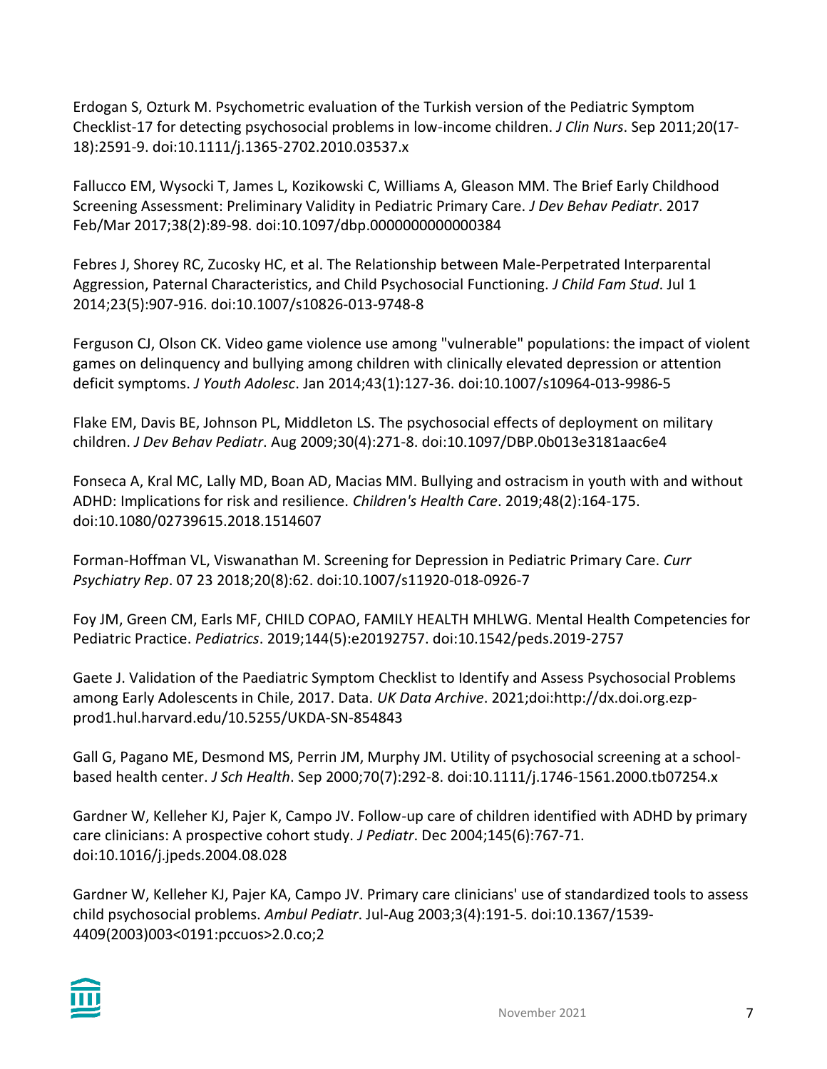Erdogan S, Ozturk M. Psychometric evaluation of the Turkish version of the Pediatric Symptom Checklist-17 for detecting psychosocial problems in low-income children. *J Clin Nurs*. Sep 2011;20(17-18):2591-9. doi:10.1111/j.1365-2702.2010.03537.x

Fallucco EM, Wysocki T, James L, Kozikowski C, Williams A, Gleason MM. The Brief Early Childhood Screening Assessment: Preliminary Validity in Pediatric Primary Care. *J Dev Behav Pediatr*. 2017 Feb/Mar 2017;38(2):89-98. doi:10.1097/dbp.0000000000000384

Febres J, Shorey RC, Zucosky HC, et al. The Relationship between Male-Perpetrated Interparental Aggression, Paternal Characteristics, and Child Psychosocial Functioning. *J Child Fam Stud*. Jul 1 2014;23(5):907-916. doi:10.1007/s10826-013-9748-8

Ferguson CJ, Olson CK. Video game violence use among "vulnerable" populations: the impact of violent games on delinquency and bullying among children with clinically elevated depression or attention deficit symptoms. *J Youth Adolesc*. Jan 2014;43(1):127-36. doi:10.1007/s10964-013-9986-5

Flake EM, Davis BE, Johnson PL, Middleton LS. The psychosocial effects of deployment on military children. *J Dev Behav Pediatr*. Aug 2009;30(4):271-8. doi:10.1097/DBP.0b013e3181aac6e4

Fonseca A, Kral MC, Lally MD, Boan AD, Macias MM. Bullying and ostracism in youth with and without ADHD: Implications for risk and resilience. *Children's Health Care*. 2019;48(2):164-175. doi:10.1080/02739615.2018.1514607

Forman-Hoffman VL, Viswanathan M. Screening for Depression in Pediatric Primary Care. *Curr Psychiatry Rep*. 07 23 2018;20(8):62. doi:10.1007/s11920-018-0926-7

Foy JM, Green CM, Earls MF, CHILD COPAO, FAMILY HEALTH MHLWG. Mental Health Competencies for Pediatric Practice. *Pediatrics*. 2019;144(5):e20192757. doi:10.1542/peds.2019-2757

Gaete J. Validation of the Paediatric Symptom Checklist to Identify and Assess Psychosocial Problems among Early Adolescents in Chile, 2017. Data. *UK Data Archive*. 2021;doi:http://dx.doi.org.ezp-prod1.hul.harvard.edu/10.5255/UKDA-SN-854843

Gall G, Pagano ME, Desmond MS, Perrin JM, Murphy JM. Utility of psychosocial screening at a school-based health center. *J Sch Health*. Sep 2000;70(7):292-8. doi:10.1111/j.1746-1561.2000.tb07254.x

Gardner W, Kelleher KJ, Pajer K, Campo JV. Follow-up care of children identified with ADHD by primary care clinicians: A prospective cohort study. *J Pediatr*. Dec 2004;145(6):767-71. doi:10.1016/j.jpeds.2004.08.028

Gardner W, Kelleher KJ, Pajer KA, Campo JV. Primary care clinicians' use of standardized tools to assess child psychosocial problems. *Ambul Pediatr*. Jul-Aug 2003;3(4):191-5. doi:10.1367/1539-4409(2003)003<0191:pccuos>2.0.co;2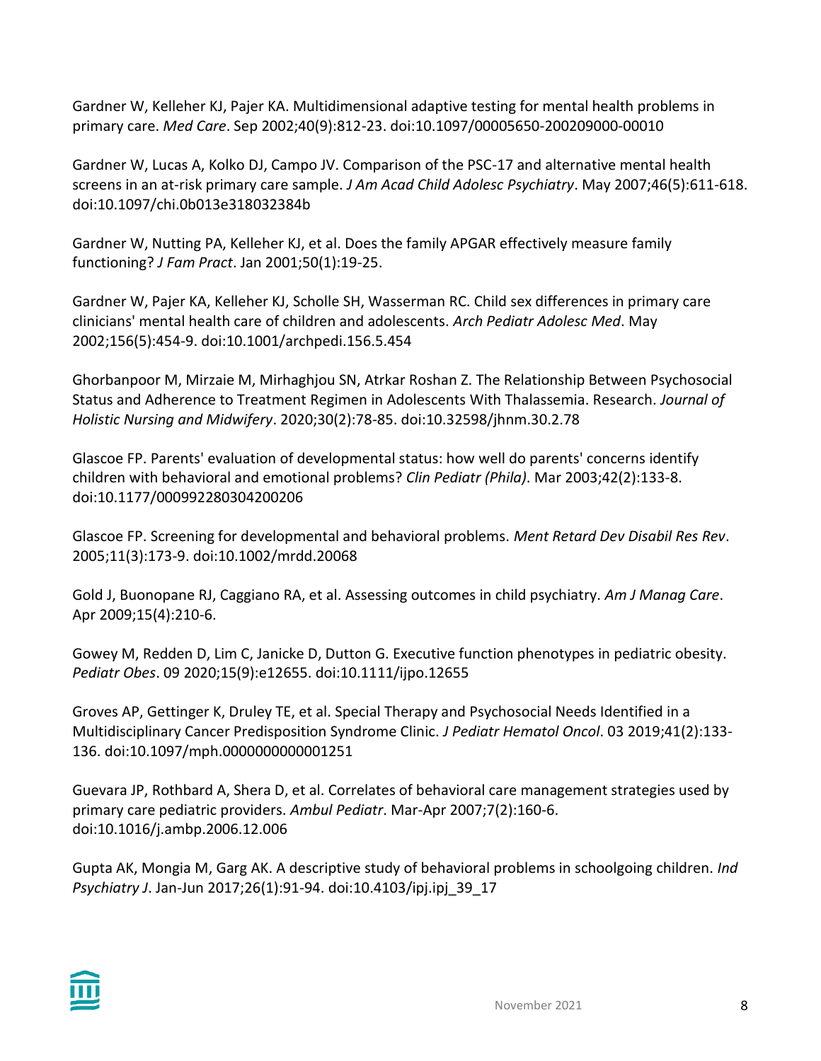Gardner W, Kelleher KJ, Pajer KA. Multidimensional adaptive testing for mental health problems in primary care. *Med Care*. Sep 2002;40(9):812-23. doi:10.1097/00005650-200209000-00010

Gardner W, Lucas A, Kolko DJ, Campo JV. Comparison of the PSC-17 and alternative mental health screens in an at-risk primary care sample. *J Am Acad Child Adolesc Psychiatry*. May 2007;46(5):611-618. doi:10.1097/chi.0b013e318032384b

Gardner W, Nutting PA, Kelleher KJ, et al. Does the family APGAR effectively measure family functioning? *J Fam Pract*. Jan 2001;50(1):19-25.

Gardner W, Pajer KA, Kelleher KJ, Scholle SH, Wasserman RC. Child sex differences in primary care clinicians' mental health care of children and adolescents. *Arch Pediatr Adolesc Med*. May 2002;156(5):454-9. doi:10.1001/archpedi.156.5.454

Ghorbanpoor M, Mirzaie M, Mirhaghjou SN, Atrkar Roshan Z. The Relationship Between Psychosocial Status and Adherence to Treatment Regimen in Adolescents With Thalassemia. Research. *Journal of Holistic Nursing and Midwifery*. 2020;30(2):78-85. doi:10.32598/jhnm.30.2.78

Glascoe FP. Parents' evaluation of developmental status: how well do parents' concerns identify children with behavioral and emotional problems? *Clin Pediatr (Phila)*. Mar 2003;42(2):133-8. doi:10.1177/000992280304200206

Glascoe FP. Screening for developmental and behavioral problems. *Ment Retard Dev Disabil Res Rev*. 2005;11(3):173-9. doi:10.1002/mrdd.20068

Gold J, Buonopane RJ, Caggiano RA, et al. Assessing outcomes in child psychiatry. *Am J Manag Care*. Apr 2009;15(4):210-6.

Gowey M, Redden D, Lim C, Janicke D, Dutton G. Executive function phenotypes in pediatric obesity. *Pediatr Obes*. 09 2020;15(9):e12655. doi:10.1111/ijpo.12655

Groves AP, Gettinger K, Druley TE, et al. Special Therapy and Psychosocial Needs Identified in a Multidisciplinary Cancer Predisposition Syndrome Clinic. *J Pediatr Hematol Oncol*. 03 2019;41(2):133-136. doi:10.1097/mph.0000000000001251

Guevara JP, Rothbard A, Shera D, et al. Correlates of behavioral care management strategies used by primary care pediatric providers. *Ambul Pediatr*. Mar-Apr 2007;7(2):160-6. doi:10.1016/j.ambp.2006.12.006

Gupta AK, Mongia M, Garg AK. A descriptive study of behavioral problems in schoolgoing children. *Ind Psychiatry J*. Jan-Jun 2017;26(1):91-94. doi:10.4103/ipj.ipj_39_17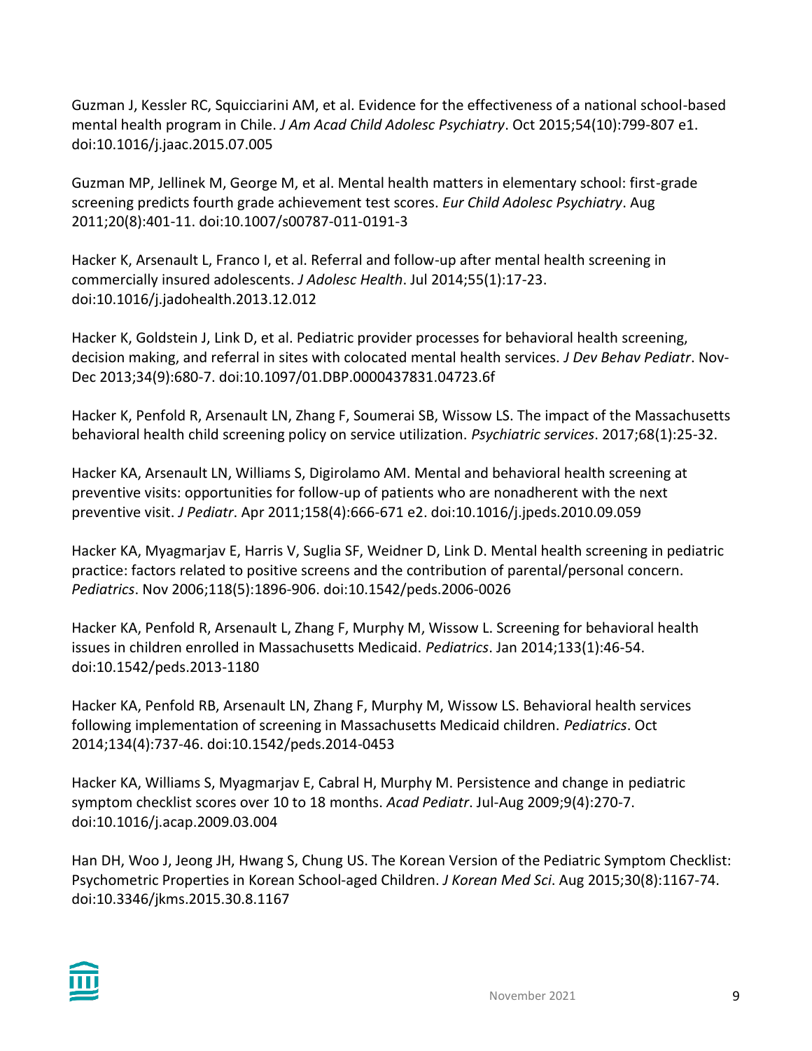Guzman J, Kessler RC, Squicciarini AM, et al. Evidence for the effectiveness of a national school-based mental health program in Chile. *J Am Acad Child Adolesc Psychiatry*. Oct 2015;54(10):799-807 e1. doi:10.1016/j.jaac.2015.07.005

Guzman MP, Jellinek M, George M, et al. Mental health matters in elementary school: first-grade screening predicts fourth grade achievement test scores. *Eur Child Adolesc Psychiatry*. Aug 2011;20(8):401-11. doi:10.1007/s00787-011-0191-3

Hacker K, Arsenault L, Franco I, et al. Referral and follow-up after mental health screening in commercially insured adolescents. *J Adolesc Health*. Jul 2014;55(1):17-23. doi:10.1016/j.jadohealth.2013.12.012

Hacker K, Goldstein J, Link D, et al. Pediatric provider processes for behavioral health screening, decision making, and referral in sites with colocated mental health services. *J Dev Behav Pediatr*. Nov-Dec 2013;34(9):680-7. doi:10.1097/01.DBP.0000437831.04723.6f

Hacker K, Penfold R, Arsenault LN, Zhang F, Soumerai SB, Wissow LS. The impact of the Massachusetts behavioral health child screening policy on service utilization. *Psychiatric services*. 2017;68(1):25-32.

Hacker KA, Arsenault LN, Williams S, Digirolamo AM. Mental and behavioral health screening at preventive visits: opportunities for follow-up of patients who are nonadherent with the next preventive visit. *J Pediatr*. Apr 2011;158(4):666-671 e2. doi:10.1016/j.jpeds.2010.09.059

Hacker KA, Myagmarjav E, Harris V, Suglia SF, Weidner D, Link D. Mental health screening in pediatric practice: factors related to positive screens and the contribution of parental/personal concern. *Pediatrics*. Nov 2006;118(5):1896-906. doi:10.1542/peds.2006-0026

Hacker KA, Penfold R, Arsenault L, Zhang F, Murphy M, Wissow L. Screening for behavioral health issues in children enrolled in Massachusetts Medicaid. *Pediatrics*. Jan 2014;133(1):46-54. doi:10.1542/peds.2013-1180

Hacker KA, Penfold RB, Arsenault LN, Zhang F, Murphy M, Wissow LS. Behavioral health services following implementation of screening in Massachusetts Medicaid children. *Pediatrics*. Oct 2014;134(4):737-46. doi:10.1542/peds.2014-0453

Hacker KA, Williams S, Myagmarjav E, Cabral H, Murphy M. Persistence and change in pediatric symptom checklist scores over 10 to 18 months. *Acad Pediatr*. Jul-Aug 2009;9(4):270-7. doi:10.1016/j.acap.2009.03.004

Han DH, Woo J, Jeong JH, Hwang S, Chung US. The Korean Version of the Pediatric Symptom Checklist: Psychometric Properties in Korean School-aged Children. *J Korean Med Sci*. Aug 2015;30(8):1167-74. doi:10.3346/jkms.2015.30.8.1167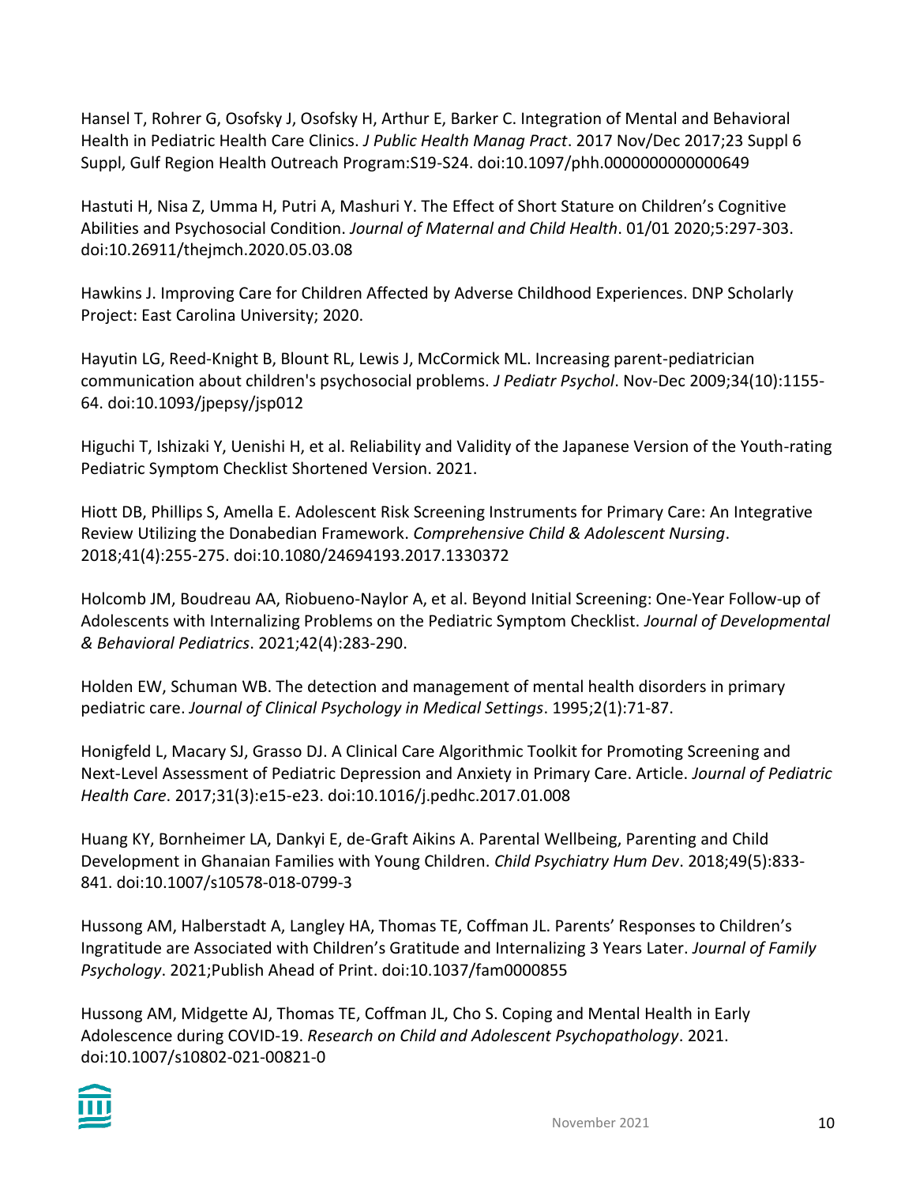Hansel T, Rohrer G, Osofsky J, Osofsky H, Arthur E, Barker C. Integration of Mental and Behavioral Health in Pediatric Health Care Clinics. *J Public Health Manag Pract*. 2017 Nov/Dec 2017;23 Suppl 6 Suppl, Gulf Region Health Outreach Program:S19-S24. doi:10.1097/phh.0000000000000649

Hastuti H, Nisa Z, Umma H, Putri A, Mashuri Y. The Effect of Short Stature on Children's Cognitive Abilities and Psychosocial Condition. *Journal of Maternal and Child Health*. 01/01 2020;5:297-303. doi:10.26911/thejmch.2020.05.03.08

Hawkins J. Improving Care for Children Affected by Adverse Childhood Experiences. DNP Scholarly Project: East Carolina University; 2020.

Hayutin LG, Reed-Knight B, Blount RL, Lewis J, McCormick ML. Increasing parent-pediatrician communication about children's psychosocial problems. *J Pediatr Psychol*. Nov-Dec 2009;34(10):1155-64. doi:10.1093/jpepsy/jsp012

Higuchi T, Ishizaki Y, Uenishi H, et al. Reliability and Validity of the Japanese Version of the Youth-rating Pediatric Symptom Checklist Shortened Version. 2021.

Hiott DB, Phillips S, Amella E. Adolescent Risk Screening Instruments for Primary Care: An Integrative Review Utilizing the Donabedian Framework. *Comprehensive Child & Adolescent Nursing*. 2018;41(4):255-275. doi:10.1080/24694193.2017.1330372

Holcomb JM, Boudreau AA, Riobueno-Naylor A, et al. Beyond Initial Screening: One-Year Follow-up of Adolescents with Internalizing Problems on the Pediatric Symptom Checklist. *Journal of Developmental & Behavioral Pediatrics*. 2021;42(4):283-290.

Holden EW, Schuman WB. The detection and management of mental health disorders in primary pediatric care. *Journal of Clinical Psychology in Medical Settings*. 1995;2(1):71-87.

Honigfeld L, Macary SJ, Grasso DJ. A Clinical Care Algorithmic Toolkit for Promoting Screening and Next-Level Assessment of Pediatric Depression and Anxiety in Primary Care. Article. *Journal of Pediatric Health Care*. 2017;31(3):e15-e23. doi:10.1016/j.pedhc.2017.01.008

Huang KY, Bornheimer LA, Dankyi E, de-Graft Aikins A. Parental Wellbeing, Parenting and Child Development in Ghanaian Families with Young Children. *Child Psychiatry Hum Dev*. 2018;49(5):833-841. doi:10.1007/s10578-018-0799-3

Hussong AM, Halberstadt A, Langley HA, Thomas TE, Coffman JL. Parents' Responses to Children's Ingratitude are Associated with Children's Gratitude and Internalizing 3 Years Later. *Journal of Family Psychology*. 2021;Publish Ahead of Print. doi:10.1037/fam0000855

Hussong AM, Midgette AJ, Thomas TE, Coffman JL, Cho S. Coping and Mental Health in Early Adolescence during COVID-19. *Research on Child and Adolescent Psychopathology*. 2021. doi:10.1007/s10802-021-00821-0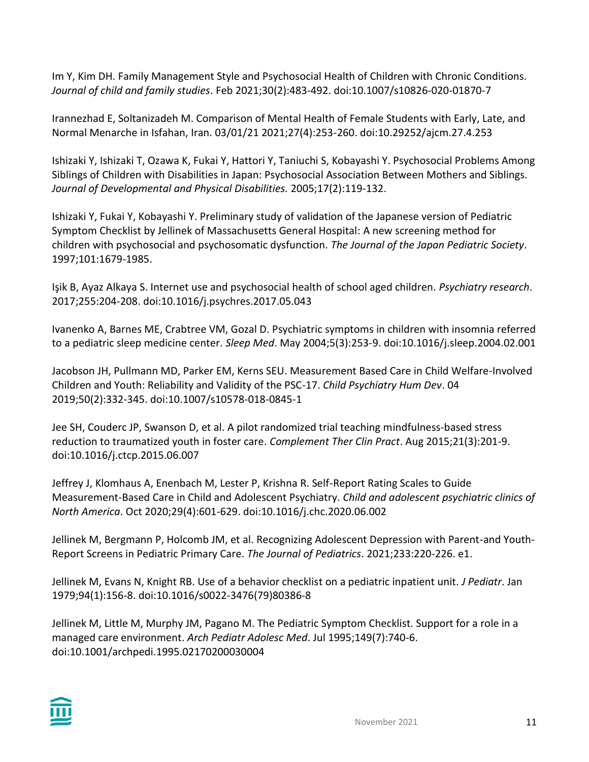Im Y, Kim DH. Family Management Style and Psychosocial Health of Children with Chronic Conditions. *Journal of child and family studies*. Feb 2021;30(2):483-492. doi:10.1007/s10826-020-01870-7

Irannezhad E, Soltanizadeh M. Comparison of Mental Health of Female Students with Early, Late, and Normal Menarche in Isfahan, Iran. 03/01/21 2021;27(4):253-260. doi:10.29252/ajcm.27.4.253

Ishizaki Y, Ishizaki T, Ozawa K, Fukai Y, Hattori Y, Taniuchi S, Kobayashi Y. Psychosocial Problems Among Siblings of Children with Disabilities in Japan: Psychosocial Association Between Mothers and Siblings. *Journal of Developmental and Physical Disabilities.* 2005;17(2):119-132.

Ishizaki Y, Fukai Y, Kobayashi Y. Preliminary study of validation of the Japanese version of Pediatric Symptom Checklist by Jellinek of Massachusetts General Hospital: A new screening method for children with psychosocial and psychosomatic dysfunction. *The Journal of the Japan Pediatric Society*. 1997;101:1679-1985.

Işik B, Ayaz Alkaya S. Internet use and psychosocial health of school aged children. *Psychiatry research*. 2017;255:204-208. doi:10.1016/j.psychres.2017.05.043

Ivanenko A, Barnes ME, Crabtree VM, Gozal D. Psychiatric symptoms in children with insomnia referred to a pediatric sleep medicine center. *Sleep Med*. May 2004;5(3):253-9. doi:10.1016/j.sleep.2004.02.001

Jacobson JH, Pullmann MD, Parker EM, Kerns SEU. Measurement Based Care in Child Welfare-Involved Children and Youth: Reliability and Validity of the PSC-17. *Child Psychiatry Hum Dev*. 04 2019;50(2):332-345. doi:10.1007/s10578-018-0845-1

Jee SH, Couderc JP, Swanson D, et al. A pilot randomized trial teaching mindfulness-based stress reduction to traumatized youth in foster care. *Complement Ther Clin Pract*. Aug 2015;21(3):201-9. doi:10.1016/j.ctcp.2015.06.007

Jeffrey J, Klomhaus A, Enenbach M, Lester P, Krishna R. Self-Report Rating Scales to Guide Measurement-Based Care in Child and Adolescent Psychiatry. *Child and adolescent psychiatric clinics of North America*. Oct 2020;29(4):601-629. doi:10.1016/j.chc.2020.06.002

Jellinek M, Bergmann P, Holcomb JM, et al. Recognizing Adolescent Depression with Parent-and Youth-Report Screens in Pediatric Primary Care. *The Journal of Pediatrics*. 2021;233:220-226. e1.

Jellinek M, Evans N, Knight RB. Use of a behavior checklist on a pediatric inpatient unit. *J Pediatr*. Jan 1979;94(1):156-8. doi:10.1016/s0022-3476(79)80386-8

Jellinek M, Little M, Murphy JM, Pagano M. The Pediatric Symptom Checklist. Support for a role in a managed care environment. *Arch Pediatr Adolesc Med*. Jul 1995;149(7):740-6. doi:10.1001/archpedi.1995.02170200030004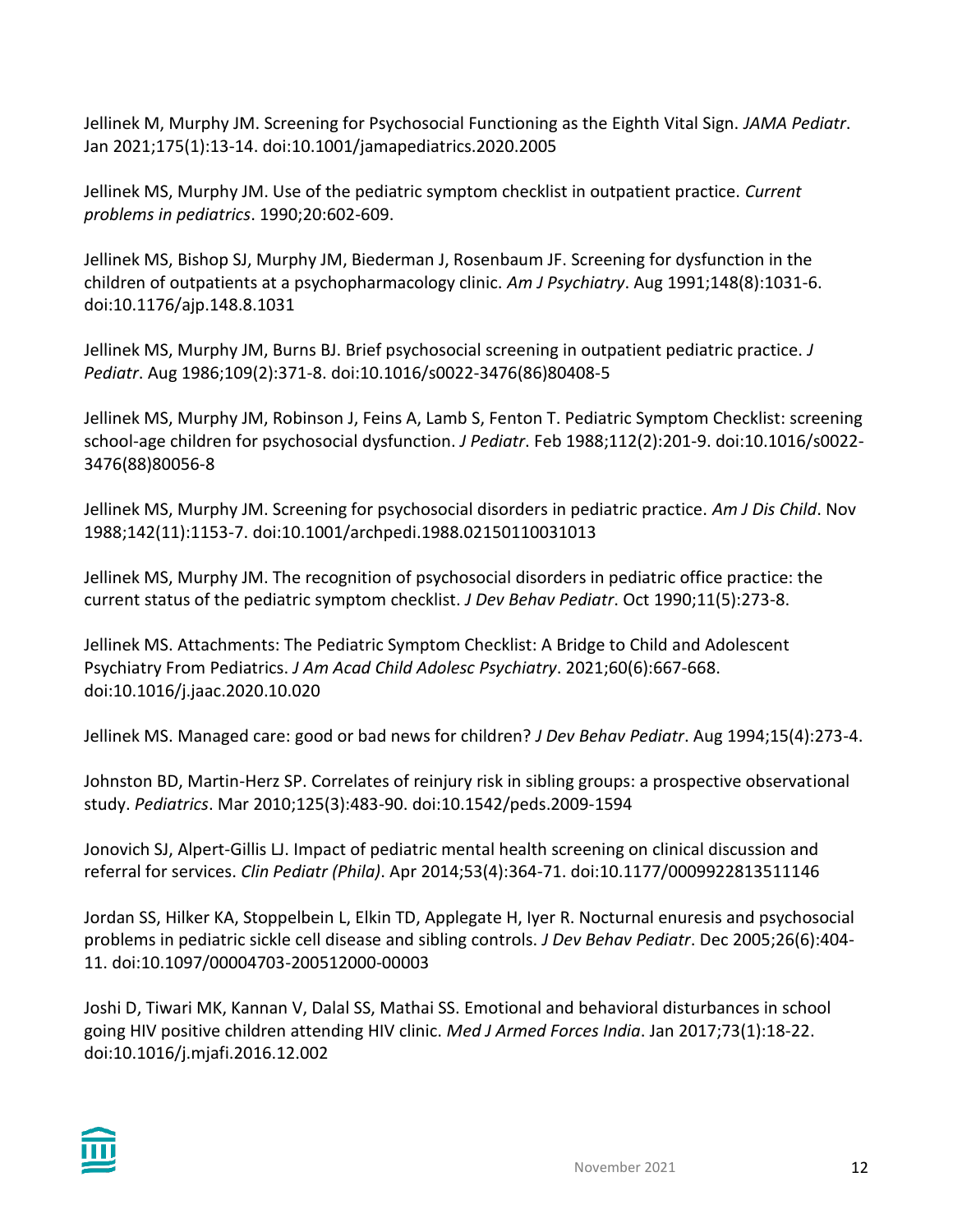Jellinek M, Murphy JM. Screening for Psychosocial Functioning as the Eighth Vital Sign. *JAMA Pediatr*. Jan 2021;175(1):13-14. doi:10.1001/jamapediatrics.2020.2005

Jellinek MS, Murphy JM. Use of the pediatric symptom checklist in outpatient practice. *Current problems in pediatrics*. 1990;20:602-609.

Jellinek MS, Bishop SJ, Murphy JM, Biederman J, Rosenbaum JF. Screening for dysfunction in the children of outpatients at a psychopharmacology clinic. *Am J Psychiatry*. Aug 1991;148(8):1031-6. doi:10.1176/ajp.148.8.1031

Jellinek MS, Murphy JM, Burns BJ. Brief psychosocial screening in outpatient pediatric practice. *J Pediatr*. Aug 1986;109(2):371-8. doi:10.1016/s0022-3476(86)80408-5

Jellinek MS, Murphy JM, Robinson J, Feins A, Lamb S, Fenton T. Pediatric Symptom Checklist: screening school-age children for psychosocial dysfunction. *J Pediatr*. Feb 1988;112(2):201-9. doi:10.1016/s0022-3476(88)80056-8

Jellinek MS, Murphy JM. Screening for psychosocial disorders in pediatric practice. *Am J Dis Child*. Nov 1988;142(11):1153-7. doi:10.1001/archpedi.1988.02150110031013

Jellinek MS, Murphy JM. The recognition of psychosocial disorders in pediatric office practice: the current status of the pediatric symptom checklist. *J Dev Behav Pediatr*. Oct 1990;11(5):273-8.

Jellinek MS. Attachments: The Pediatric Symptom Checklist: A Bridge to Child and Adolescent Psychiatry From Pediatrics. *J Am Acad Child Adolesc Psychiatry*. 2021;60(6):667-668. doi:10.1016/j.jaac.2020.10.020

Jellinek MS. Managed care: good or bad news for children? *J Dev Behav Pediatr*. Aug 1994;15(4):273-4.

Johnston BD, Martin-Herz SP. Correlates of reinjury risk in sibling groups: a prospective observational study. *Pediatrics*. Mar 2010;125(3):483-90. doi:10.1542/peds.2009-1594

Jonovich SJ, Alpert-Gillis LJ. Impact of pediatric mental health screening on clinical discussion and referral for services. *Clin Pediatr (Phila)*. Apr 2014;53(4):364-71. doi:10.1177/0009922813511146

Jordan SS, Hilker KA, Stoppelbein L, Elkin TD, Applegate H, Iyer R. Nocturnal enuresis and psychosocial problems in pediatric sickle cell disease and sibling controls. *J Dev Behav Pediatr*. Dec 2005;26(6):404-11. doi:10.1097/00004703-200512000-00003

Joshi D, Tiwari MK, Kannan V, Dalal SS, Mathai SS. Emotional and behavioral disturbances in school going HIV positive children attending HIV clinic. *Med J Armed Forces India*. Jan 2017;73(1):18-22. doi:10.1016/j.mjafi.2016.12.002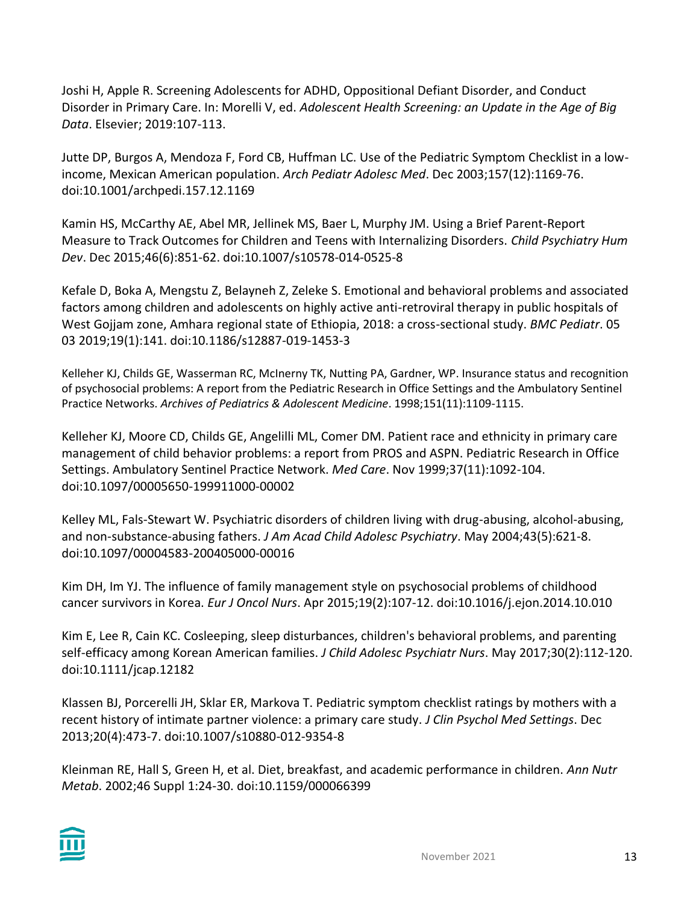Joshi H, Apple R. Screening Adolescents for ADHD, Oppositional Defiant Disorder, and Conduct Disorder in Primary Care. In: Morelli V, ed. *Adolescent Health Screening: an Update in the Age of Big Data*. Elsevier; 2019:107-113.

Jutte DP, Burgos A, Mendoza F, Ford CB, Huffman LC. Use of the Pediatric Symptom Checklist in a low-income, Mexican American population. *Arch Pediatr Adolesc Med*. Dec 2003;157(12):1169-76. doi:10.1001/archpedi.157.12.1169

Kamin HS, McCarthy AE, Abel MR, Jellinek MS, Baer L, Murphy JM. Using a Brief Parent-Report Measure to Track Outcomes for Children and Teens with Internalizing Disorders. *Child Psychiatry Hum Dev*. Dec 2015;46(6):851-62. doi:10.1007/s10578-014-0525-8

Kefale D, Boka A, Mengstu Z, Belayneh Z, Zeleke S. Emotional and behavioral problems and associated factors among children and adolescents on highly active anti-retroviral therapy in public hospitals of West Gojjam zone, Amhara regional state of Ethiopia, 2018: a cross-sectional study. *BMC Pediatr*. 05 03 2019;19(1):141. doi:10.1186/s12887-019-1453-3

Kelleher KJ, Childs GE, Wasserman RC, McInerny TK, Nutting PA, Gardner, WP. Insurance status and recognition of psychosocial problems: A report from the Pediatric Research in Office Settings and the Ambulatory Sentinel Practice Networks. *Archives of Pediatrics & Adolescent Medicine*. 1998;151(11):1109-1115.

Kelleher KJ, Moore CD, Childs GE, Angelilli ML, Comer DM. Patient race and ethnicity in primary care management of child behavior problems: a report from PROS and ASPN. Pediatric Research in Office Settings. Ambulatory Sentinel Practice Network. *Med Care*. Nov 1999;37(11):1092-104. doi:10.1097/00005650-199911000-00002

Kelley ML, Fals-Stewart W. Psychiatric disorders of children living with drug-abusing, alcohol-abusing, and non-substance-abusing fathers. *J Am Acad Child Adolesc Psychiatry*. May 2004;43(5):621-8. doi:10.1097/00004583-200405000-00016

Kim DH, Im YJ. The influence of family management style on psychosocial problems of childhood cancer survivors in Korea. *Eur J Oncol Nurs*. Apr 2015;19(2):107-12. doi:10.1016/j.ejon.2014.10.010

Kim E, Lee R, Cain KC. Cosleeping, sleep disturbances, children's behavioral problems, and parenting self-efficacy among Korean American families. *J Child Adolesc Psychiatr Nurs*. May 2017;30(2):112-120. doi:10.1111/jcap.12182

Klassen BJ, Porcerelli JH, Sklar ER, Markova T. Pediatric symptom checklist ratings by mothers with a recent history of intimate partner violence: a primary care study. *J Clin Psychol Med Settings*. Dec 2013;20(4):473-7. doi:10.1007/s10880-012-9354-8

Kleinman RE, Hall S, Green H, et al. Diet, breakfast, and academic performance in children. *Ann Nutr Metab*. 2002;46 Suppl 1:24-30. doi:10.1159/000066399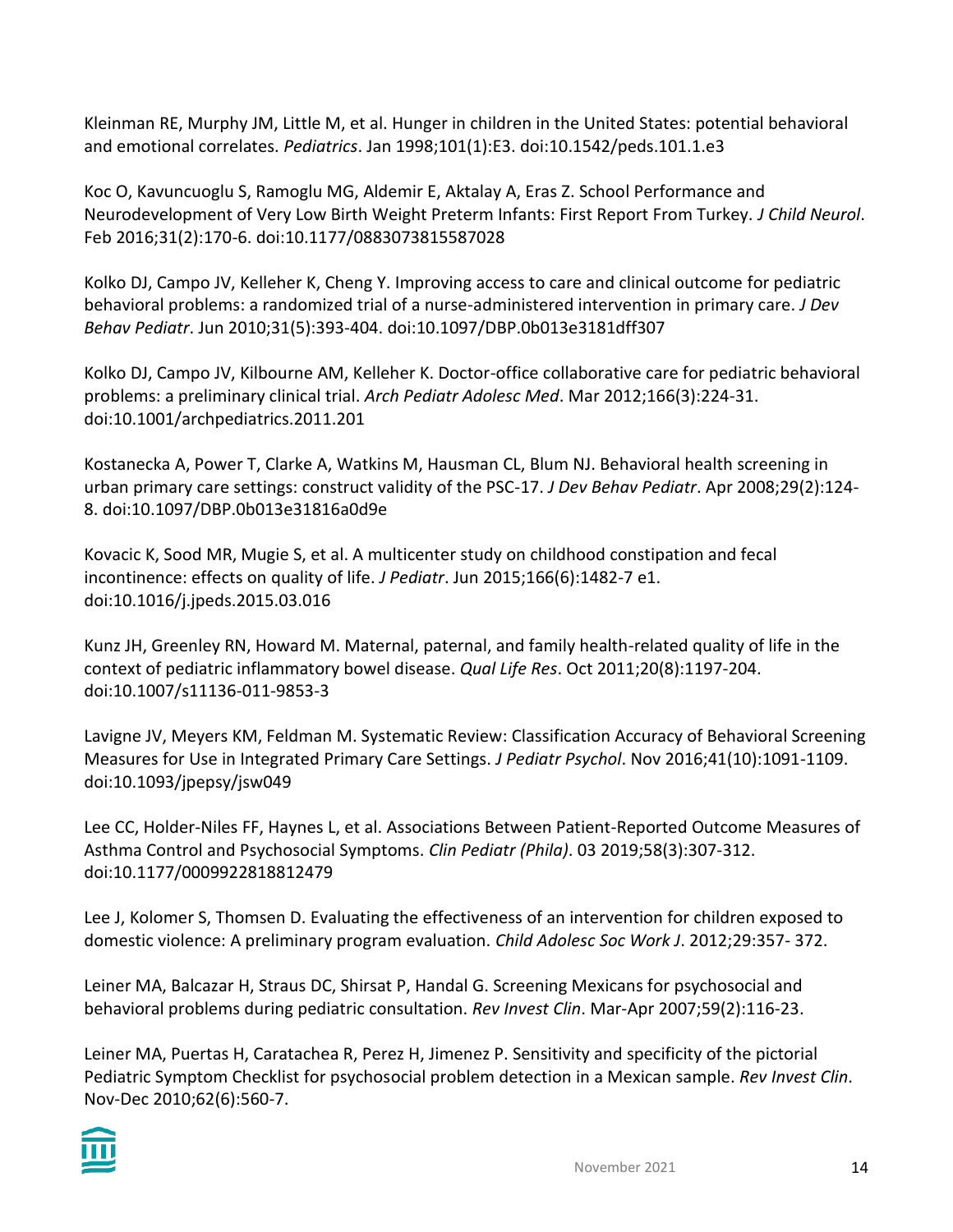Kleinman RE, Murphy JM, Little M, et al. Hunger in children in the United States: potential behavioral and emotional correlates. *Pediatrics*. Jan 1998;101(1):E3. doi:10.1542/peds.101.1.e3

Koc O, Kavuncuoglu S, Ramoglu MG, Aldemir E, Aktalay A, Eras Z. School Performance and Neurodevelopment of Very Low Birth Weight Preterm Infants: First Report From Turkey. *J Child Neurol*. Feb 2016;31(2):170-6. doi:10.1177/0883073815587028

Kolko DJ, Campo JV, Kelleher K, Cheng Y. Improving access to care and clinical outcome for pediatric behavioral problems: a randomized trial of a nurse-administered intervention in primary care. *J Dev Behav Pediatr*. Jun 2010;31(5):393-404. doi:10.1097/DBP.0b013e3181dff307

Kolko DJ, Campo JV, Kilbourne AM, Kelleher K. Doctor-office collaborative care for pediatric behavioral problems: a preliminary clinical trial. *Arch Pediatr Adolesc Med*. Mar 2012;166(3):224-31. doi:10.1001/archpediatrics.2011.201

Kostanecka A, Power T, Clarke A, Watkins M, Hausman CL, Blum NJ. Behavioral health screening in urban primary care settings: construct validity of the PSC-17. *J Dev Behav Pediatr*. Apr 2008;29(2):124-8. doi:10.1097/DBP.0b013e31816a0d9e

Kovacic K, Sood MR, Mugie S, et al. A multicenter study on childhood constipation and fecal incontinence: effects on quality of life. *J Pediatr*. Jun 2015;166(6):1482-7 e1. doi:10.1016/j.jpeds.2015.03.016

Kunz JH, Greenley RN, Howard M. Maternal, paternal, and family health-related quality of life in the context of pediatric inflammatory bowel disease. *Qual Life Res*. Oct 2011;20(8):1197-204. doi:10.1007/s11136-011-9853-3

Lavigne JV, Meyers KM, Feldman M. Systematic Review: Classification Accuracy of Behavioral Screening Measures for Use in Integrated Primary Care Settings. *J Pediatr Psychol*. Nov 2016;41(10):1091-1109. doi:10.1093/jpepsy/jsw049

Lee CC, Holder-Niles FF, Haynes L, et al. Associations Between Patient-Reported Outcome Measures of Asthma Control and Psychosocial Symptoms. *Clin Pediatr (Phila)*. 03 2019;58(3):307-312. doi:10.1177/0009922818812479

Lee J, Kolomer S, Thomsen D. Evaluating the effectiveness of an intervention for children exposed to domestic violence: A preliminary program evaluation. *Child Adolesc Soc Work J*. 2012;29:357- 372.

Leiner MA, Balcazar H, Straus DC, Shirsat P, Handal G. Screening Mexicans for psychosocial and behavioral problems during pediatric consultation. *Rev Invest Clin*. Mar-Apr 2007;59(2):116-23.

Leiner MA, Puertas H, Caratachea R, Perez H, Jimenez P. Sensitivity and specificity of the pictorial Pediatric Symptom Checklist for psychosocial problem detection in a Mexican sample. *Rev Invest Clin*. Nov-Dec 2010;62(6):560-7.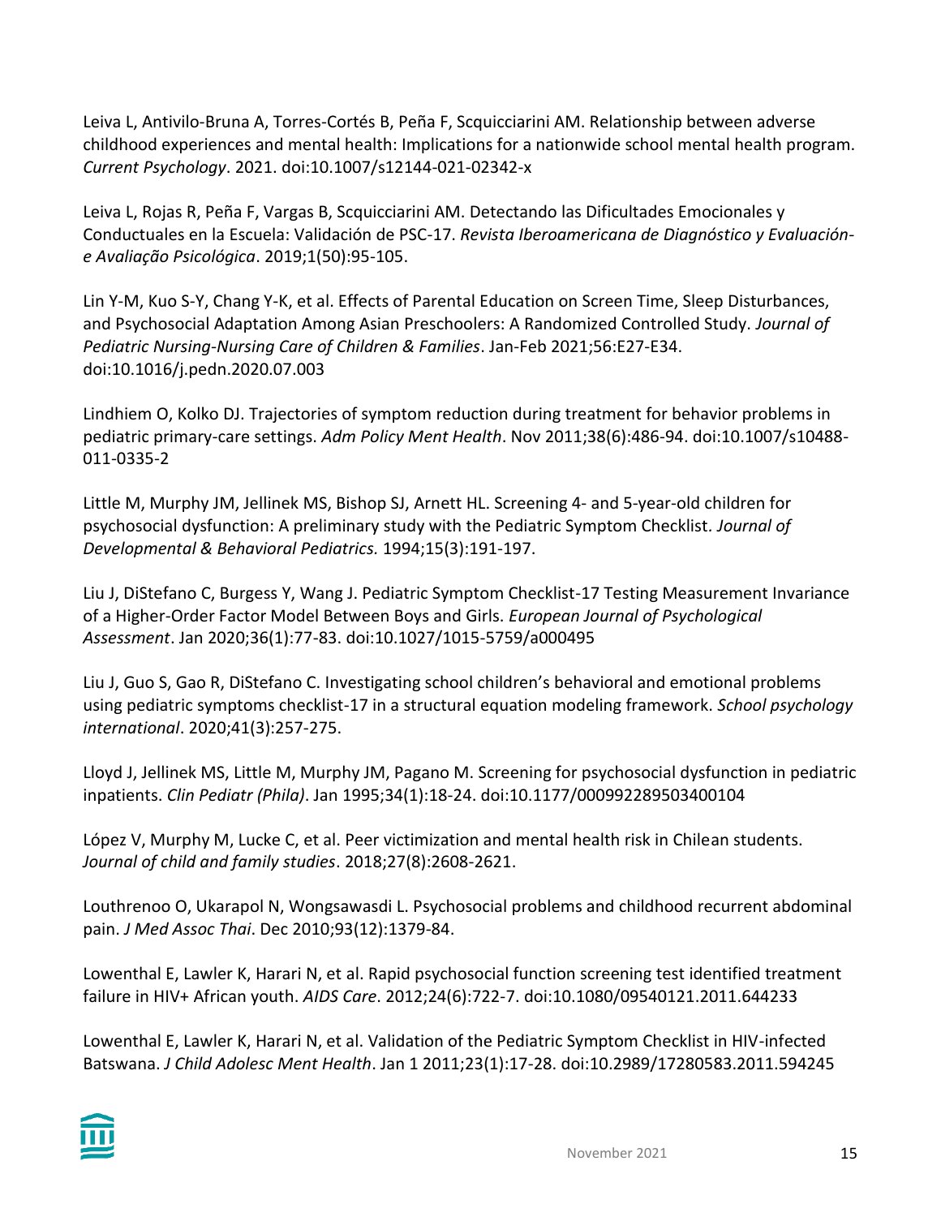Leiva L, Antivilo-Bruna A, Torres-Cortés B, Peña F, Scquicciarini AM. Relationship between adverse childhood experiences and mental health: Implications for a nationwide school mental health program. *Current Psychology*. 2021. doi:10.1007/s12144-021-02342-x

Leiva L, Rojas R, Peña F, Vargas B, Scquicciarini AM. Detectando las Dificultades Emocionales y Conductuales en la Escuela: Validación de PSC-17. *Revista Iberoamericana de Diagnóstico y Evaluación-e Avaliação Psicológica*. 2019;1(50):95-105.

Lin Y-M, Kuo S-Y, Chang Y-K, et al. Effects of Parental Education on Screen Time, Sleep Disturbances, and Psychosocial Adaptation Among Asian Preschoolers: A Randomized Controlled Study. *Journal of Pediatric Nursing-Nursing Care of Children & Families*. Jan-Feb 2021;56:E27-E34. doi:10.1016/j.pedn.2020.07.003

Lindhiem O, Kolko DJ. Trajectories of symptom reduction during treatment for behavior problems in pediatric primary-care settings. *Adm Policy Ment Health*. Nov 2011;38(6):486-94. doi:10.1007/s10488-011-0335-2

Little M, Murphy JM, Jellinek MS, Bishop SJ, Arnett HL. Screening 4- and 5-year-old children for psychosocial dysfunction: A preliminary study with the Pediatric Symptom Checklist. *Journal of Developmental & Behavioral Pediatrics.* 1994;15(3):191-197.

Liu J, DiStefano C, Burgess Y, Wang J. Pediatric Symptom Checklist-17 Testing Measurement Invariance of a Higher-Order Factor Model Between Boys and Girls. *European Journal of Psychological Assessment*. Jan 2020;36(1):77-83. doi:10.1027/1015-5759/a000495

Liu J, Guo S, Gao R, DiStefano C. Investigating school children's behavioral and emotional problems using pediatric symptoms checklist-17 in a structural equation modeling framework. *School psychology international*. 2020;41(3):257-275.

Lloyd J, Jellinek MS, Little M, Murphy JM, Pagano M. Screening for psychosocial dysfunction in pediatric inpatients. *Clin Pediatr (Phila)*. Jan 1995;34(1):18-24. doi:10.1177/000992289503400104

López V, Murphy M, Lucke C, et al. Peer victimization and mental health risk in Chilean students. *Journal of child and family studies*. 2018;27(8):2608-2621.

Louthrenoo O, Ukarapol N, Wongsawasdi L. Psychosocial problems and childhood recurrent abdominal pain. *J Med Assoc Thai*. Dec 2010;93(12):1379-84.

Lowenthal E, Lawler K, Harari N, et al. Rapid psychosocial function screening test identified treatment failure in HIV+ African youth. *AIDS Care*. 2012;24(6):722-7. doi:10.1080/09540121.2011.644233

Lowenthal E, Lawler K, Harari N, et al. Validation of the Pediatric Symptom Checklist in HIV-infected Batswana. *J Child Adolesc Ment Health*. Jan 1 2011;23(1):17-28. doi:10.2989/17280583.2011.594245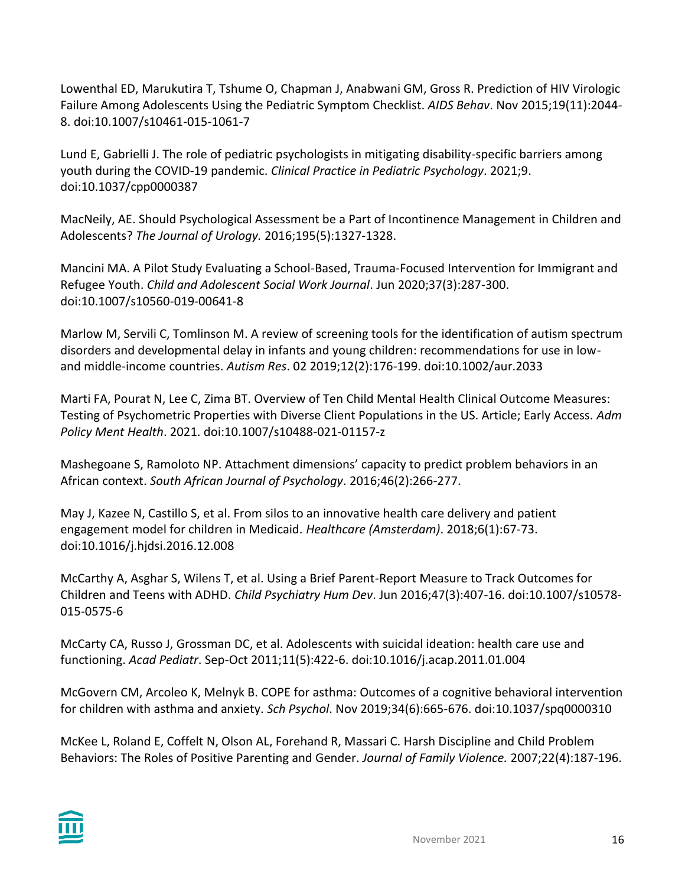Lowenthal ED, Marukutira T, Tshume O, Chapman J, Anabwani GM, Gross R. Prediction of HIV Virologic Failure Among Adolescents Using the Pediatric Symptom Checklist. *AIDS Behav*. Nov 2015;19(11):2044-8. doi:10.1007/s10461-015-1061-7

Lund E, Gabrielli J. The role of pediatric psychologists in mitigating disability-specific barriers among youth during the COVID-19 pandemic. *Clinical Practice in Pediatric Psychology*. 2021;9. doi:10.1037/cpp0000387

MacNeily, AE. Should Psychological Assessment be a Part of Incontinence Management in Children and Adolescents? *The Journal of Urology.* 2016;195(5):1327-1328.

Mancini MA. A Pilot Study Evaluating a School-Based, Trauma-Focused Intervention for Immigrant and Refugee Youth. *Child and Adolescent Social Work Journal*. Jun 2020;37(3):287-300. doi:10.1007/s10560-019-00641-8

Marlow M, Servili C, Tomlinson M. A review of screening tools for the identification of autism spectrum disorders and developmental delay in infants and young children: recommendations for use in low- and middle-income countries. *Autism Res*. 02 2019;12(2):176-199. doi:10.1002/aur.2033

Marti FA, Pourat N, Lee C, Zima BT. Overview of Ten Child Mental Health Clinical Outcome Measures: Testing of Psychometric Properties with Diverse Client Populations in the US. Article; Early Access. *Adm Policy Ment Health*. 2021. doi:10.1007/s10488-021-01157-z

Mashegoane S, Ramoloto NP. Attachment dimensions' capacity to predict problem behaviors in an African context. *South African Journal of Psychology*. 2016;46(2):266-277.

May J, Kazee N, Castillo S, et al. From silos to an innovative health care delivery and patient engagement model for children in Medicaid. *Healthcare (Amsterdam)*. 2018;6(1):67-73. doi:10.1016/j.hjdsi.2016.12.008

McCarthy A, Asghar S, Wilens T, et al. Using a Brief Parent-Report Measure to Track Outcomes for Children and Teens with ADHD. *Child Psychiatry Hum Dev*. Jun 2016;47(3):407-16. doi:10.1007/s10578-015-0575-6

McCarty CA, Russo J, Grossman DC, et al. Adolescents with suicidal ideation: health care use and functioning. *Acad Pediatr*. Sep-Oct 2011;11(5):422-6. doi:10.1016/j.acap.2011.01.004

McGovern CM, Arcoleo K, Melnyk B. COPE for asthma: Outcomes of a cognitive behavioral intervention for children with asthma and anxiety. *Sch Psychol*. Nov 2019;34(6):665-676. doi:10.1037/spq0000310

McKee L, Roland E, Coffelt N, Olson AL, Forehand R, Massari C. Harsh Discipline and Child Problem Behaviors: The Roles of Positive Parenting and Gender. *Journal of Family Violence.* 2007;22(4):187-196.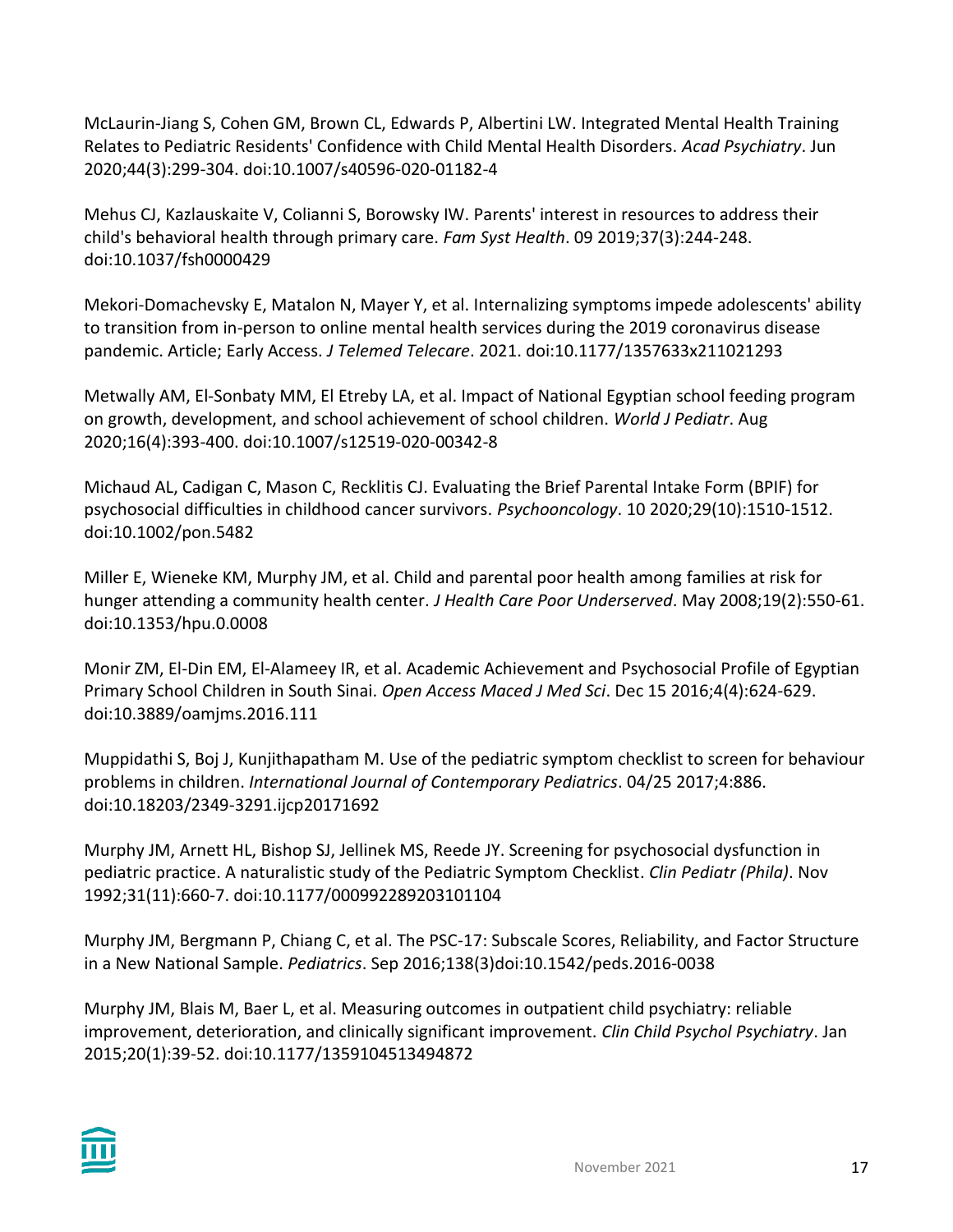McLaurin-Jiang S, Cohen GM, Brown CL, Edwards P, Albertini LW. Integrated Mental Health Training Relates to Pediatric Residents' Confidence with Child Mental Health Disorders. *Acad Psychiatry*. Jun 2020;44(3):299-304. doi:10.1007/s40596-020-01182-4

Mehus CJ, Kazlauskaite V, Colianni S, Borowsky IW. Parents' interest in resources to address their child's behavioral health through primary care. *Fam Syst Health*. 09 2019;37(3):244-248. doi:10.1037/fsh0000429

Mekori-Domachevsky E, Matalon N, Mayer Y, et al. Internalizing symptoms impede adolescents' ability to transition from in-person to online mental health services during the 2019 coronavirus disease pandemic. Article; Early Access. *J Telemed Telecare*. 2021. doi:10.1177/1357633x211021293

Metwally AM, El-Sonbaty MM, El Etreby LA, et al. Impact of National Egyptian school feeding program on growth, development, and school achievement of school children. *World J Pediatr*. Aug 2020;16(4):393-400. doi:10.1007/s12519-020-00342-8

Michaud AL, Cadigan C, Mason C, Recklitis CJ. Evaluating the Brief Parental Intake Form (BPIF) for psychosocial difficulties in childhood cancer survivors. *Psychooncology*. 10 2020;29(10):1510-1512. doi:10.1002/pon.5482

Miller E, Wieneke KM, Murphy JM, et al. Child and parental poor health among families at risk for hunger attending a community health center. *J Health Care Poor Underserved*. May 2008;19(2):550-61. doi:10.1353/hpu.0.0008

Monir ZM, El-Din EM, El-Alameey IR, et al. Academic Achievement and Psychosocial Profile of Egyptian Primary School Children in South Sinai. *Open Access Maced J Med Sci*. Dec 15 2016;4(4):624-629. doi:10.3889/oamjms.2016.111

Muppidathi S, Boj J, Kunjithapatham M. Use of the pediatric symptom checklist to screen for behaviour problems in children. *International Journal of Contemporary Pediatrics*. 04/25 2017;4:886. doi:10.18203/2349-3291.ijcp20171692

Murphy JM, Arnett HL, Bishop SJ, Jellinek MS, Reede JY. Screening for psychosocial dysfunction in pediatric practice. A naturalistic study of the Pediatric Symptom Checklist. *Clin Pediatr (Phila)*. Nov 1992;31(11):660-7. doi:10.1177/000992289203101104

Murphy JM, Bergmann P, Chiang C, et al. The PSC-17: Subscale Scores, Reliability, and Factor Structure in a New National Sample. *Pediatrics*. Sep 2016;138(3)doi:10.1542/peds.2016-0038

Murphy JM, Blais M, Baer L, et al. Measuring outcomes in outpatient child psychiatry: reliable improvement, deterioration, and clinically significant improvement. *Clin Child Psychol Psychiatry*. Jan 2015;20(1):39-52. doi:10.1177/1359104513494872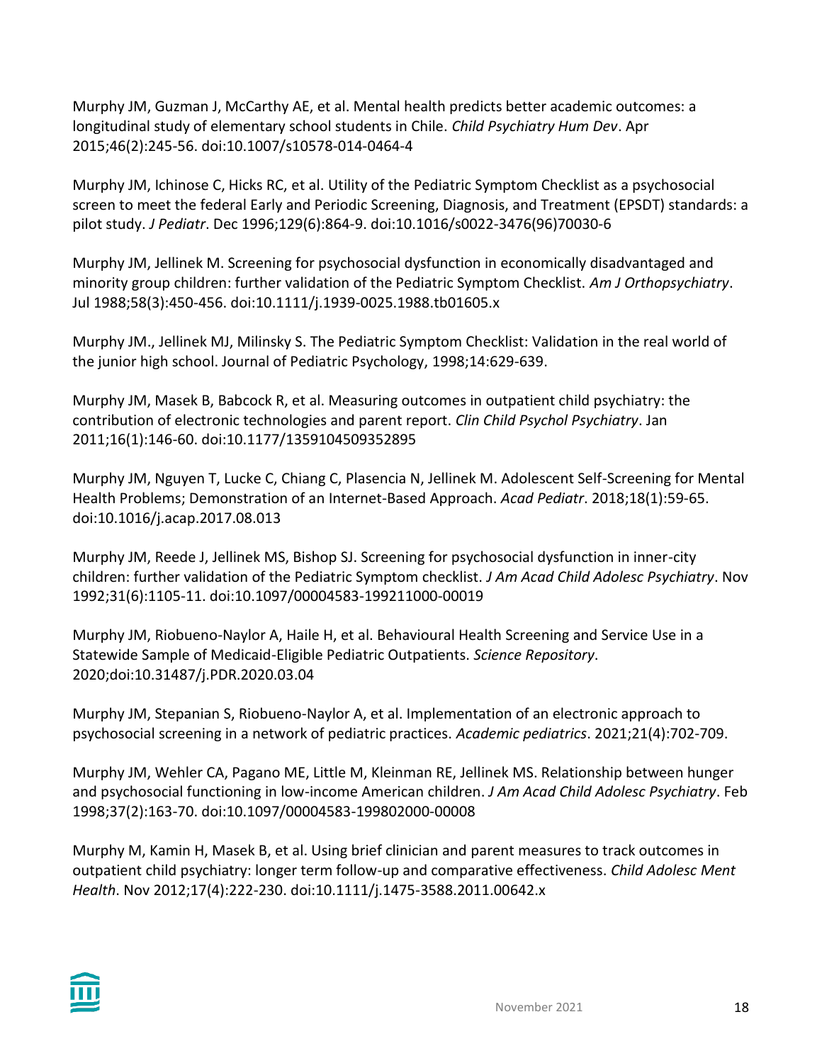Murphy JM, Guzman J, McCarthy AE, et al. Mental health predicts better academic outcomes: a longitudinal study of elementary school students in Chile. *Child Psychiatry Hum Dev*. Apr 2015;46(2):245-56. doi:10.1007/s10578-014-0464-4

Murphy JM, Ichinose C, Hicks RC, et al. Utility of the Pediatric Symptom Checklist as a psychosocial screen to meet the federal Early and Periodic Screening, Diagnosis, and Treatment (EPSDT) standards: a pilot study. *J Pediatr*. Dec 1996;129(6):864-9. doi:10.1016/s0022-3476(96)70030-6

Murphy JM, Jellinek M. Screening for psychosocial dysfunction in economically disadvantaged and minority group children: further validation of the Pediatric Symptom Checklist. *Am J Orthopsychiatry*. Jul 1988;58(3):450-456. doi:10.1111/j.1939-0025.1988.tb01605.x

Murphy JM., Jellinek MJ, Milinsky S. The Pediatric Symptom Checklist: Validation in the real world of the junior high school. Journal of Pediatric Psychology, 1998;14:629-639.

Murphy JM, Masek B, Babcock R, et al. Measuring outcomes in outpatient child psychiatry: the contribution of electronic technologies and parent report. *Clin Child Psychol Psychiatry*. Jan 2011;16(1):146-60. doi:10.1177/1359104509352895

Murphy JM, Nguyen T, Lucke C, Chiang C, Plasencia N, Jellinek M. Adolescent Self-Screening for Mental Health Problems; Demonstration of an Internet-Based Approach. *Acad Pediatr*. 2018;18(1):59-65. doi:10.1016/j.acap.2017.08.013

Murphy JM, Reede J, Jellinek MS, Bishop SJ. Screening for psychosocial dysfunction in inner-city children: further validation of the Pediatric Symptom checklist. *J Am Acad Child Adolesc Psychiatry*. Nov 1992;31(6):1105-11. doi:10.1097/00004583-199211000-00019

Murphy JM, Riobueno-Naylor A, Haile H, et al. Behavioural Health Screening and Service Use in a Statewide Sample of Medicaid-Eligible Pediatric Outpatients. *Science Repository*. 2020;doi:10.31487/j.PDR.2020.03.04

Murphy JM, Stepanian S, Riobueno-Naylor A, et al. Implementation of an electronic approach to psychosocial screening in a network of pediatric practices. *Academic pediatrics*. 2021;21(4):702-709.

Murphy JM, Wehler CA, Pagano ME, Little M, Kleinman RE, Jellinek MS. Relationship between hunger and psychosocial functioning in low-income American children. *J Am Acad Child Adolesc Psychiatry*. Feb 1998;37(2):163-70. doi:10.1097/00004583-199802000-00008

Murphy M, Kamin H, Masek B, et al. Using brief clinician and parent measures to track outcomes in outpatient child psychiatry: longer term follow-up and comparative effectiveness. *Child Adolesc Ment Health*. Nov 2012;17(4):222-230. doi:10.1111/j.1475-3588.2011.00642.x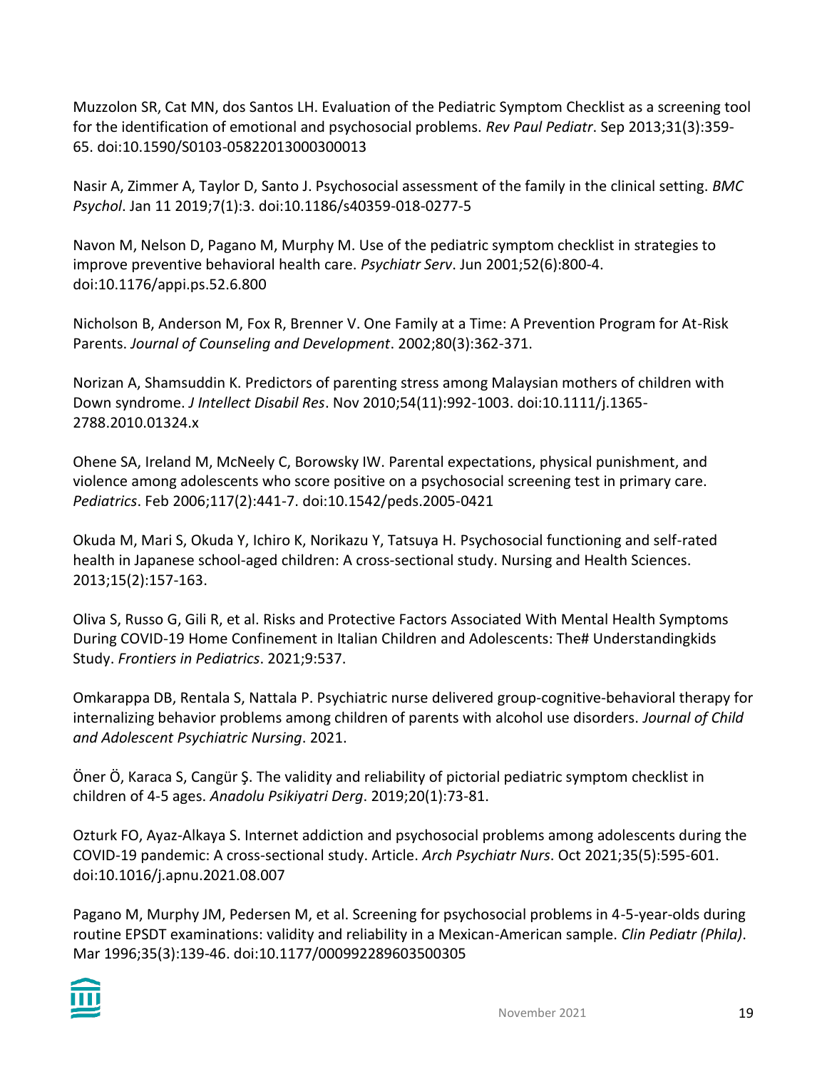Muzzolon SR, Cat MN, dos Santos LH. Evaluation of the Pediatric Symptom Checklist as a screening tool for the identification of emotional and psychosocial problems. *Rev Paul Pediatr*. Sep 2013;31(3):359-65. doi:10.1590/S0103-05822013000300013

Nasir A, Zimmer A, Taylor D, Santo J. Psychosocial assessment of the family in the clinical setting. *BMC Psychol*. Jan 11 2019;7(1):3. doi:10.1186/s40359-018-0277-5

Navon M, Nelson D, Pagano M, Murphy M. Use of the pediatric symptom checklist in strategies to improve preventive behavioral health care. *Psychiatr Serv*. Jun 2001;52(6):800-4. doi:10.1176/appi.ps.52.6.800

Nicholson B, Anderson M, Fox R, Brenner V. One Family at a Time: A Prevention Program for At-Risk Parents. *Journal of Counseling and Development*. 2002;80(3):362-371.

Norizan A, Shamsuddin K. Predictors of parenting stress among Malaysian mothers of children with Down syndrome. *J Intellect Disabil Res*. Nov 2010;54(11):992-1003. doi:10.1111/j.1365-2788.2010.01324.x

Ohene SA, Ireland M, McNeely C, Borowsky IW. Parental expectations, physical punishment, and violence among adolescents who score positive on a psychosocial screening test in primary care. *Pediatrics*. Feb 2006;117(2):441-7. doi:10.1542/peds.2005-0421

Okuda M, Mari S, Okuda Y, Ichiro K, Norikazu Y, Tatsuya H. Psychosocial functioning and self-rated health in Japanese school-aged children: A cross-sectional study. Nursing and Health Sciences. 2013;15(2):157-163.

Oliva S, Russo G, Gili R, et al. Risks and Protective Factors Associated With Mental Health Symptoms During COVID-19 Home Confinement in Italian Children and Adolescents: The# Understandingkids Study. *Frontiers in Pediatrics*. 2021;9:537.

Omkarappa DB, Rentala S, Nattala P. Psychiatric nurse delivered group-cognitive-behavioral therapy for internalizing behavior problems among children of parents with alcohol use disorders. *Journal of Child and Adolescent Psychiatric Nursing*. 2021.

Öner Ö, Karaca S, Cangür Ş. The validity and reliability of pictorial pediatric symptom checklist in children of 4-5 ages. *Anadolu Psikiyatri Derg*. 2019;20(1):73-81.

Ozturk FO, Ayaz-Alkaya S. Internet addiction and psychosocial problems among adolescents during the COVID-19 pandemic: A cross-sectional study. Article. *Arch Psychiatr Nurs*. Oct 2021;35(5):595-601. doi:10.1016/j.apnu.2021.08.007

Pagano M, Murphy JM, Pedersen M, et al. Screening for psychosocial problems in 4-5-year-olds during routine EPSDT examinations: validity and reliability in a Mexican-American sample. *Clin Pediatr (Phila)*. Mar 1996;35(3):139-46. doi:10.1177/000992289603500305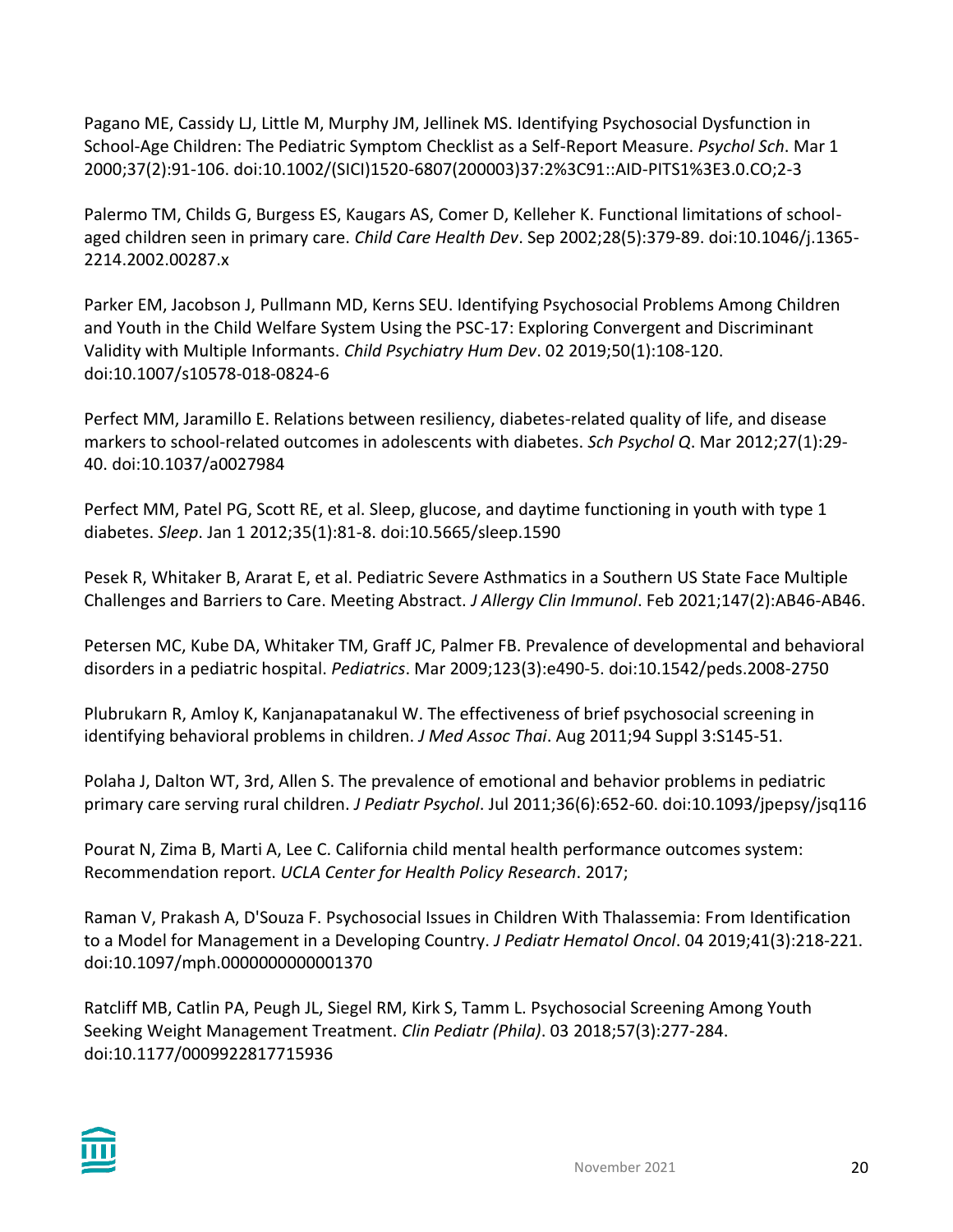Pagano ME, Cassidy LJ, Little M, Murphy JM, Jellinek MS. Identifying Psychosocial Dysfunction in School-Age Children: The Pediatric Symptom Checklist as a Self-Report Measure. *Psychol Sch*. Mar 1 2000;37(2):91-106. doi:10.1002/(SICI)1520-6807(200003)37:2%3C91::AID-PITS1%3E3.0.CO;2-3

Palermo TM, Childs G, Burgess ES, Kaugars AS, Comer D, Kelleher K. Functional limitations of school-aged children seen in primary care. *Child Care Health Dev*. Sep 2002;28(5):379-89. doi:10.1046/j.1365-2214.2002.00287.x

Parker EM, Jacobson J, Pullmann MD, Kerns SEU. Identifying Psychosocial Problems Among Children and Youth in the Child Welfare System Using the PSC-17: Exploring Convergent and Discriminant Validity with Multiple Informants. *Child Psychiatry Hum Dev*. 02 2019;50(1):108-120. doi:10.1007/s10578-018-0824-6

Perfect MM, Jaramillo E. Relations between resiliency, diabetes-related quality of life, and disease markers to school-related outcomes in adolescents with diabetes. *Sch Psychol Q*. Mar 2012;27(1):29-40. doi:10.1037/a0027984

Perfect MM, Patel PG, Scott RE, et al. Sleep, glucose, and daytime functioning in youth with type 1 diabetes. *Sleep*. Jan 1 2012;35(1):81-8. doi:10.5665/sleep.1590

Pesek R, Whitaker B, Ararat E, et al. Pediatric Severe Asthmatics in a Southern US State Face Multiple Challenges and Barriers to Care. Meeting Abstract. *J Allergy Clin Immunol*. Feb 2021;147(2):AB46-AB46.

Petersen MC, Kube DA, Whitaker TM, Graff JC, Palmer FB. Prevalence of developmental and behavioral disorders in a pediatric hospital. *Pediatrics*. Mar 2009;123(3):e490-5. doi:10.1542/peds.2008-2750

Plubrukarn R, Amloy K, Kanjanapatanakul W. The effectiveness of brief psychosocial screening in identifying behavioral problems in children. *J Med Assoc Thai*. Aug 2011;94 Suppl 3:S145-51.

Polaha J, Dalton WT, 3rd, Allen S. The prevalence of emotional and behavior problems in pediatric primary care serving rural children. *J Pediatr Psychol*. Jul 2011;36(6):652-60. doi:10.1093/jpepsy/jsq116

Pourat N, Zima B, Marti A, Lee C. California child mental health performance outcomes system: Recommendation report. *UCLA Center for Health Policy Research*. 2017;

Raman V, Prakash A, D'Souza F. Psychosocial Issues in Children With Thalassemia: From Identification to a Model for Management in a Developing Country. *J Pediatr Hematol Oncol*. 04 2019;41(3):218-221. doi:10.1097/mph.0000000000001370

Ratcliff MB, Catlin PA, Peugh JL, Siegel RM, Kirk S, Tamm L. Psychosocial Screening Among Youth Seeking Weight Management Treatment. *Clin Pediatr (Phila)*. 03 2018;57(3):277-284. doi:10.1177/0009922817715936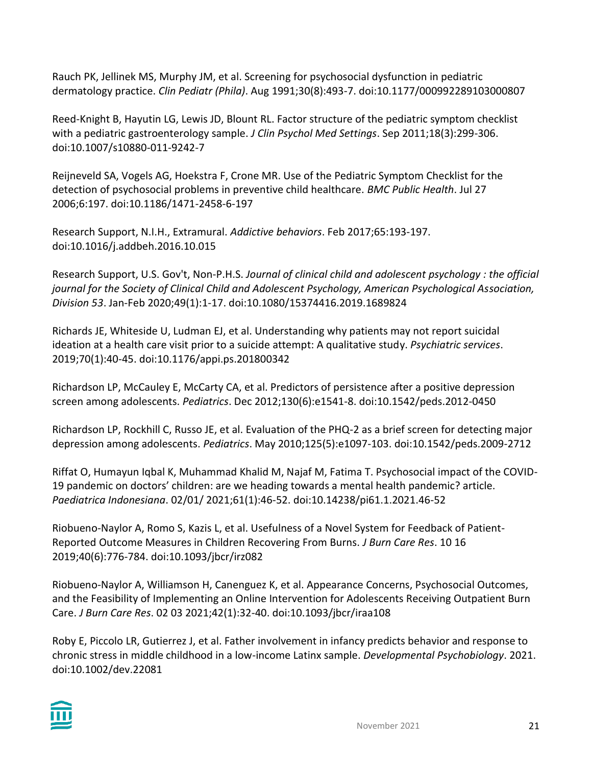Rauch PK, Jellinek MS, Murphy JM, et al. Screening for psychosocial dysfunction in pediatric dermatology practice. *Clin Pediatr (Phila)*. Aug 1991;30(8):493-7. doi:10.1177/000992289103000807

Reed-Knight B, Hayutin LG, Lewis JD, Blount RL. Factor structure of the pediatric symptom checklist with a pediatric gastroenterology sample. *J Clin Psychol Med Settings*. Sep 2011;18(3):299-306. doi:10.1007/s10880-011-9242-7

Reijneveld SA, Vogels AG, Hoekstra F, Crone MR. Use of the Pediatric Symptom Checklist for the detection of psychosocial problems in preventive child healthcare. *BMC Public Health*. Jul 27 2006;6:197. doi:10.1186/1471-2458-6-197

Research Support, N.I.H., Extramural. *Addictive behaviors*. Feb 2017;65:193-197. doi:10.1016/j.addbeh.2016.10.015

Research Support, U.S. Gov't, Non-P.H.S. *Journal of clinical child and adolescent psychology : the official journal for the Society of Clinical Child and Adolescent Psychology, American Psychological Association, Division 53*. Jan-Feb 2020;49(1):1-17. doi:10.1080/15374416.2019.1689824

Richards JE, Whiteside U, Ludman EJ, et al. Understanding why patients may not report suicidal ideation at a health care visit prior to a suicide attempt: A qualitative study. *Psychiatric services*. 2019;70(1):40-45. doi:10.1176/appi.ps.201800342

Richardson LP, McCauley E, McCarty CA, et al. Predictors of persistence after a positive depression screen among adolescents. *Pediatrics*. Dec 2012;130(6):e1541-8. doi:10.1542/peds.2012-0450

Richardson LP, Rockhill C, Russo JE, et al. Evaluation of the PHQ-2 as a brief screen for detecting major depression among adolescents. *Pediatrics*. May 2010;125(5):e1097-103. doi:10.1542/peds.2009-2712

Riffat O, Humayun Iqbal K, Muhammad Khalid M, Najaf M, Fatima T. Psychosocial impact of the COVID-19 pandemic on doctors' children: are we heading towards a mental health pandemic? article. *Paediatrica Indonesiana*. 02/01/ 2021;61(1):46-52. doi:10.14238/pi61.1.2021.46-52

Riobueno-Naylor A, Romo S, Kazis L, et al. Usefulness of a Novel System for Feedback of Patient-Reported Outcome Measures in Children Recovering From Burns. *J Burn Care Res*. 10 16 2019;40(6):776-784. doi:10.1093/jbcr/irz082

Riobueno-Naylor A, Williamson H, Canenguez K, et al. Appearance Concerns, Psychosocial Outcomes, and the Feasibility of Implementing an Online Intervention for Adolescents Receiving Outpatient Burn Care. *J Burn Care Res*. 02 03 2021;42(1):32-40. doi:10.1093/jbcr/iraa108

Roby E, Piccolo LR, Gutierrez J, et al. Father involvement in infancy predicts behavior and response to chronic stress in middle childhood in a low-income Latinx sample. *Developmental Psychobiology*. 2021. doi:10.1002/dev.22081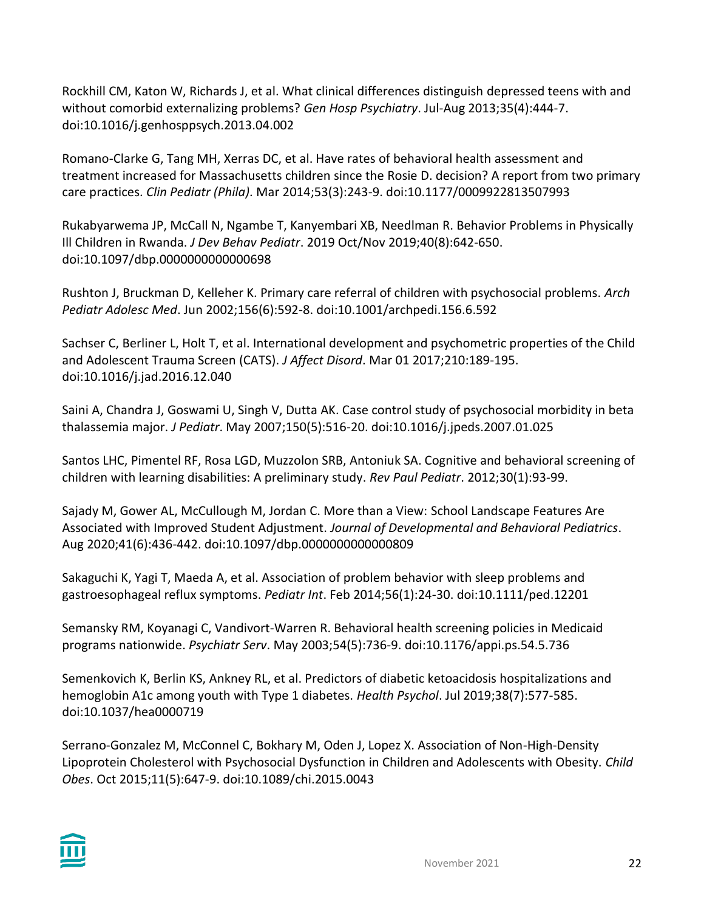Rockhill CM, Katon W, Richards J, et al. What clinical differences distinguish depressed teens with and without comorbid externalizing problems? *Gen Hosp Psychiatry*. Jul-Aug 2013;35(4):444-7. doi:10.1016/j.genhosppsych.2013.04.002

Romano-Clarke G, Tang MH, Xerras DC, et al. Have rates of behavioral health assessment and treatment increased for Massachusetts children since the Rosie D. decision? A report from two primary care practices. *Clin Pediatr (Phila)*. Mar 2014;53(3):243-9. doi:10.1177/0009922813507993

Rukabyarwema JP, McCall N, Ngambe T, Kanyembari XB, Needlman R. Behavior Problems in Physically Ill Children in Rwanda. *J Dev Behav Pediatr*. 2019 Oct/Nov 2019;40(8):642-650. doi:10.1097/dbp.0000000000000698

Rushton J, Bruckman D, Kelleher K. Primary care referral of children with psychosocial problems. *Arch Pediatr Adolesc Med*. Jun 2002;156(6):592-8. doi:10.1001/archpedi.156.6.592

Sachser C, Berliner L, Holt T, et al. International development and psychometric properties of the Child and Adolescent Trauma Screen (CATS). *J Affect Disord*. Mar 01 2017;210:189-195. doi:10.1016/j.jad.2016.12.040

Saini A, Chandra J, Goswami U, Singh V, Dutta AK. Case control study of psychosocial morbidity in beta thalassemia major. *J Pediatr*. May 2007;150(5):516-20. doi:10.1016/j.jpeds.2007.01.025

Santos LHC, Pimentel RF, Rosa LGD, Muzzolon SRB, Antoniuk SA. Cognitive and behavioral screening of children with learning disabilities: A preliminary study. *Rev Paul Pediatr*. 2012;30(1):93-99.

Sajady M, Gower AL, McCullough M, Jordan C. More than a View: School Landscape Features Are Associated with Improved Student Adjustment. *Journal of Developmental and Behavioral Pediatrics*. Aug 2020;41(6):436-442. doi:10.1097/dbp.0000000000000809

Sakaguchi K, Yagi T, Maeda A, et al. Association of problem behavior with sleep problems and gastroesophageal reflux symptoms. *Pediatr Int*. Feb 2014;56(1):24-30. doi:10.1111/ped.12201

Semansky RM, Koyanagi C, Vandivort-Warren R. Behavioral health screening policies in Medicaid programs nationwide. *Psychiatr Serv*. May 2003;54(5):736-9. doi:10.1176/appi.ps.54.5.736

Semenkovich K, Berlin KS, Ankney RL, et al. Predictors of diabetic ketoacidosis hospitalizations and hemoglobin A1c among youth with Type 1 diabetes. *Health Psychol*. Jul 2019;38(7):577-585. doi:10.1037/hea0000719

Serrano-Gonzalez M, McConnel C, Bokhary M, Oden J, Lopez X. Association of Non-High-Density Lipoprotein Cholesterol with Psychosocial Dysfunction in Children and Adolescents with Obesity. *Child Obes*. Oct 2015;11(5):647-9. doi:10.1089/chi.2015.0043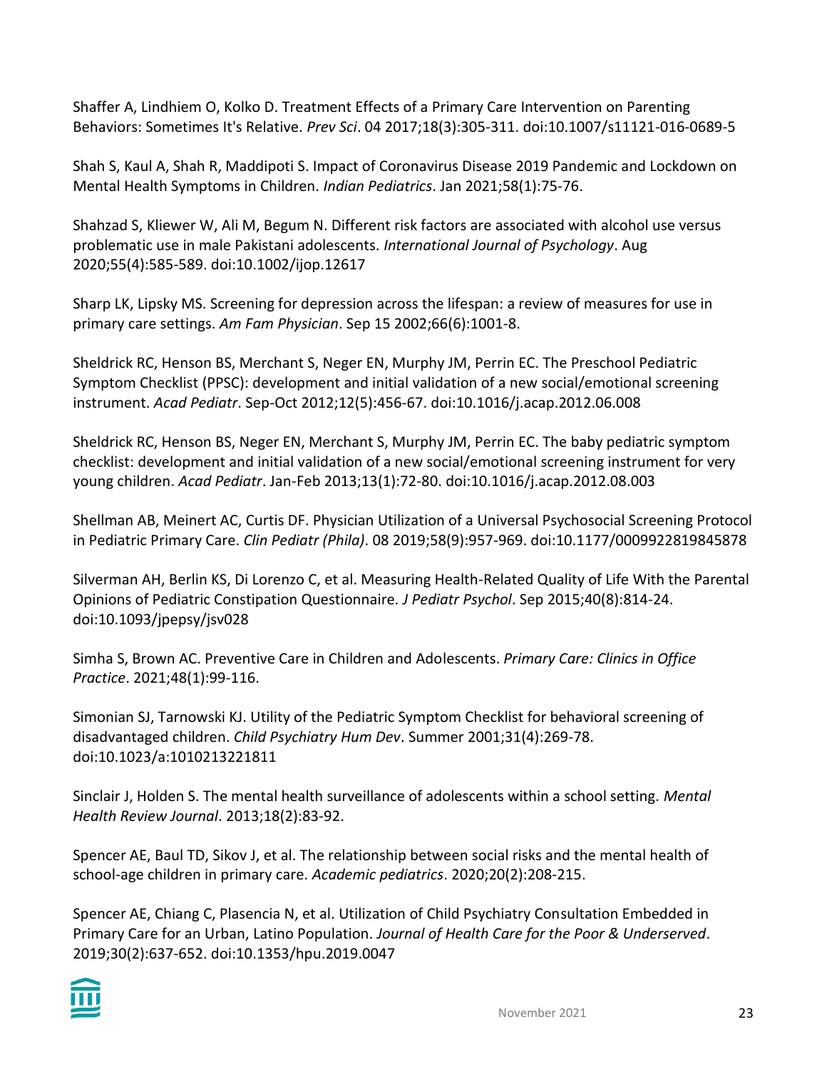Shaffer A, Lindhiem O, Kolko D. Treatment Effects of a Primary Care Intervention on Parenting Behaviors: Sometimes It's Relative. *Prev Sci*. 04 2017;18(3):305-311. doi:10.1007/s11121-016-0689-5

Shah S, Kaul A, Shah R, Maddipoti S. Impact of Coronavirus Disease 2019 Pandemic and Lockdown on Mental Health Symptoms in Children. *Indian Pediatrics*. Jan 2021;58(1):75-76.

Shahzad S, Kliewer W, Ali M, Begum N. Different risk factors are associated with alcohol use versus problematic use in male Pakistani adolescents. *International Journal of Psychology*. Aug 2020;55(4):585-589. doi:10.1002/ijop.12617

Sharp LK, Lipsky MS. Screening for depression across the lifespan: a review of measures for use in primary care settings. *Am Fam Physician*. Sep 15 2002;66(6):1001-8.

Sheldrick RC, Henson BS, Merchant S, Neger EN, Murphy JM, Perrin EC. The Preschool Pediatric Symptom Checklist (PPSC): development and initial validation of a new social/emotional screening instrument. *Acad Pediatr*. Sep-Oct 2012;12(5):456-67. doi:10.1016/j.acap.2012.06.008

Sheldrick RC, Henson BS, Neger EN, Merchant S, Murphy JM, Perrin EC. The baby pediatric symptom checklist: development and initial validation of a new social/emotional screening instrument for very young children. *Acad Pediatr*. Jan-Feb 2013;13(1):72-80. doi:10.1016/j.acap.2012.08.003

Shellman AB, Meinert AC, Curtis DF. Physician Utilization of a Universal Psychosocial Screening Protocol in Pediatric Primary Care. *Clin Pediatr (Phila)*. 08 2019;58(9):957-969. doi:10.1177/0009922819845878

Silverman AH, Berlin KS, Di Lorenzo C, et al. Measuring Health-Related Quality of Life With the Parental Opinions of Pediatric Constipation Questionnaire. *J Pediatr Psychol*. Sep 2015;40(8):814-24. doi:10.1093/jpepsy/jsv028

Simha S, Brown AC. Preventive Care in Children and Adolescents. *Primary Care: Clinics in Office Practice*. 2021;48(1):99-116.

Simonian SJ, Tarnowski KJ. Utility of the Pediatric Symptom Checklist for behavioral screening of disadvantaged children. *Child Psychiatry Hum Dev*. Summer 2001;31(4):269-78. doi:10.1023/a:1010213221811

Sinclair J, Holden S. The mental health surveillance of adolescents within a school setting. *Mental Health Review Journal*. 2013;18(2):83-92.

Spencer AE, Baul TD, Sikov J, et al. The relationship between social risks and the mental health of school-age children in primary care. *Academic pediatrics*. 2020;20(2):208-215.

Spencer AE, Chiang C, Plasencia N, et al. Utilization of Child Psychiatry Consultation Embedded in Primary Care for an Urban, Latino Population. *Journal of Health Care for the Poor & Underserved*. 2019;30(2):637-652. doi:10.1353/hpu.2019.0047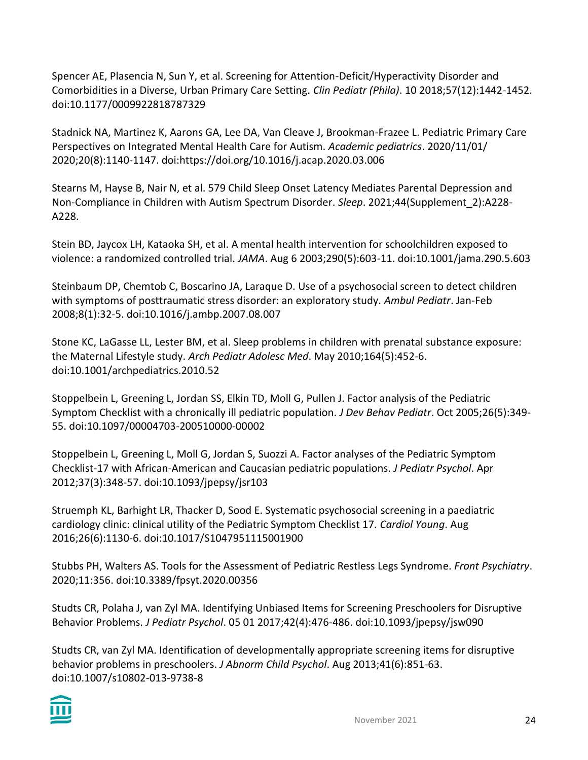Spencer AE, Plasencia N, Sun Y, et al. Screening for Attention-Deficit/Hyperactivity Disorder and Comorbidities in a Diverse, Urban Primary Care Setting. *Clin Pediatr (Phila)*. 10 2018;57(12):1442-1452. doi:10.1177/0009922818787329

Stadnick NA, Martinez K, Aarons GA, Lee DA, Van Cleave J, Brookman-Frazee L. Pediatric Primary Care Perspectives on Integrated Mental Health Care for Autism. *Academic pediatrics*. 2020/11/01/ 2020;20(8):1140-1147. doi:https://doi.org/10.1016/j.acap.2020.03.006

Stearns M, Hayse B, Nair N, et al. 579 Child Sleep Onset Latency Mediates Parental Depression and Non-Compliance in Children with Autism Spectrum Disorder. *Sleep*. 2021;44(Supplement_2):A228-A228.

Stein BD, Jaycox LH, Kataoka SH, et al. A mental health intervention for schoolchildren exposed to violence: a randomized controlled trial. *JAMA*. Aug 6 2003;290(5):603-11. doi:10.1001/jama.290.5.603

Steinbaum DP, Chemtob C, Boscarino JA, Laraque D. Use of a psychosocial screen to detect children with symptoms of posttraumatic stress disorder: an exploratory study. *Ambul Pediatr*. Jan-Feb 2008;8(1):32-5. doi:10.1016/j.ambp.2007.08.007

Stone KC, LaGasse LL, Lester BM, et al. Sleep problems in children with prenatal substance exposure: the Maternal Lifestyle study. *Arch Pediatr Adolesc Med*. May 2010;164(5):452-6. doi:10.1001/archpediatrics.2010.52

Stoppelbein L, Greening L, Jordan SS, Elkin TD, Moll G, Pullen J. Factor analysis of the Pediatric Symptom Checklist with a chronically ill pediatric population. *J Dev Behav Pediatr*. Oct 2005;26(5):349-55. doi:10.1097/00004703-200510000-00002

Stoppelbein L, Greening L, Moll G, Jordan S, Suozzi A. Factor analyses of the Pediatric Symptom Checklist-17 with African-American and Caucasian pediatric populations. *J Pediatr Psychol*. Apr 2012;37(3):348-57. doi:10.1093/jpepsy/jsr103

Struemph KL, Barhight LR, Thacker D, Sood E. Systematic psychosocial screening in a paediatric cardiology clinic: clinical utility of the Pediatric Symptom Checklist 17. *Cardiol Young*. Aug 2016;26(6):1130-6. doi:10.1017/S1047951115001900

Stubbs PH, Walters AS. Tools for the Assessment of Pediatric Restless Legs Syndrome. *Front Psychiatry*. 2020;11:356. doi:10.3389/fpsyt.2020.00356

Studts CR, Polaha J, van Zyl MA. Identifying Unbiased Items for Screening Preschoolers for Disruptive Behavior Problems. *J Pediatr Psychol*. 05 01 2017;42(4):476-486. doi:10.1093/jpepsy/jsw090

Studts CR, van Zyl MA. Identification of developmentally appropriate screening items for disruptive behavior problems in preschoolers. *J Abnorm Child Psychol*. Aug 2013;41(6):851-63. doi:10.1007/s10802-013-9738-8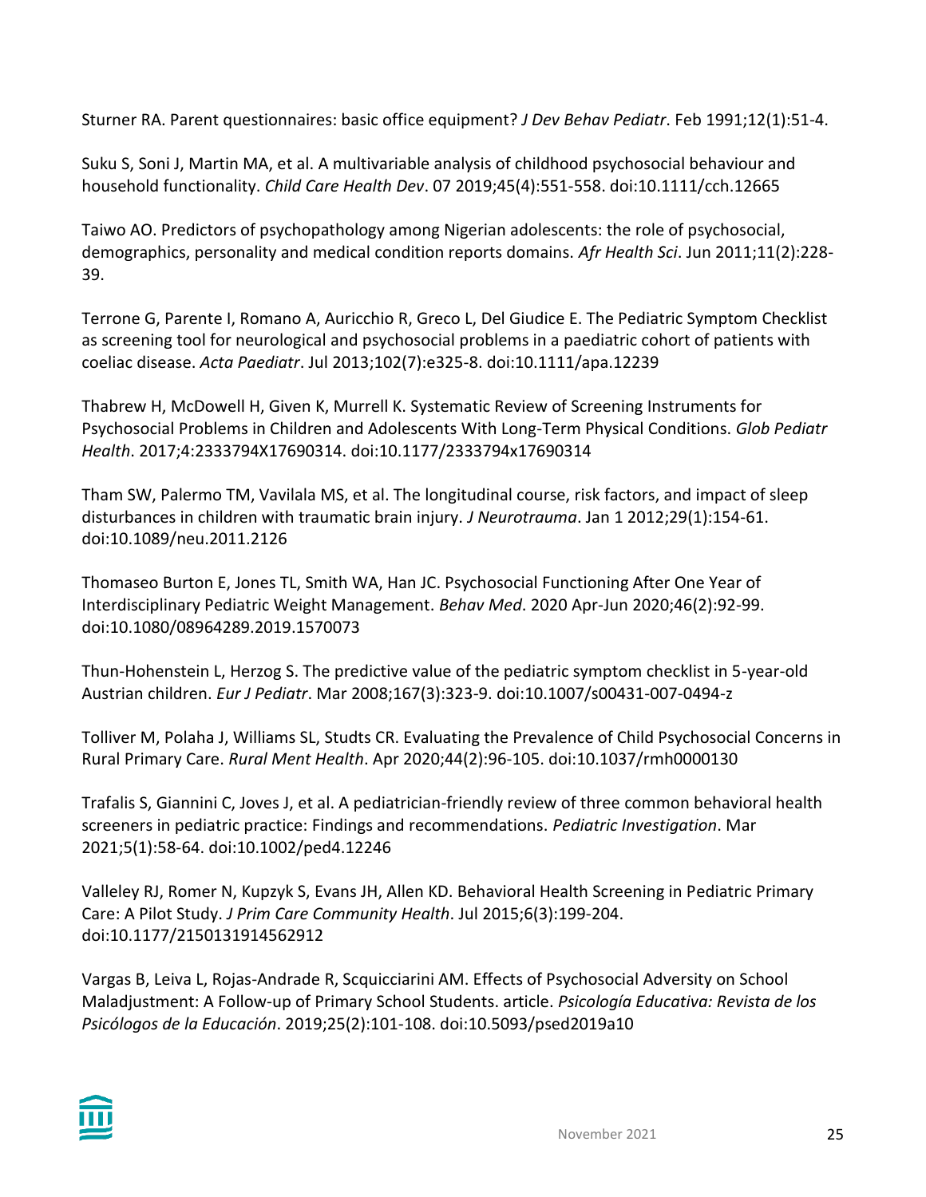Sturner RA. Parent questionnaires: basic office equipment? *J Dev Behav Pediatr*. Feb 1991;12(1):51-4.

Suku S, Soni J, Martin MA, et al. A multivariable analysis of childhood psychosocial behaviour and household functionality. *Child Care Health Dev*. 07 2019;45(4):551-558. doi:10.1111/cch.12665

Taiwo AO. Predictors of psychopathology among Nigerian adolescents: the role of psychosocial, demographics, personality and medical condition reports domains. *Afr Health Sci*. Jun 2011;11(2):228-39.

Terrone G, Parente I, Romano A, Auricchio R, Greco L, Del Giudice E. The Pediatric Symptom Checklist as screening tool for neurological and psychosocial problems in a paediatric cohort of patients with coeliac disease. *Acta Paediatr*. Jul 2013;102(7):e325-8. doi:10.1111/apa.12239

Thabrew H, McDowell H, Given K, Murrell K. Systematic Review of Screening Instruments for Psychosocial Problems in Children and Adolescents With Long-Term Physical Conditions. *Glob Pediatr Health*. 2017;4:2333794X17690314. doi:10.1177/2333794x17690314

Tham SW, Palermo TM, Vavilala MS, et al. The longitudinal course, risk factors, and impact of sleep disturbances in children with traumatic brain injury. *J Neurotrauma*. Jan 1 2012;29(1):154-61. doi:10.1089/neu.2011.2126

Thomaseo Burton E, Jones TL, Smith WA, Han JC. Psychosocial Functioning After One Year of Interdisciplinary Pediatric Weight Management. *Behav Med*. 2020 Apr-Jun 2020;46(2):92-99. doi:10.1080/08964289.2019.1570073

Thun-Hohenstein L, Herzog S. The predictive value of the pediatric symptom checklist in 5-year-old Austrian children. *Eur J Pediatr*. Mar 2008;167(3):323-9. doi:10.1007/s00431-007-0494-z

Tolliver M, Polaha J, Williams SL, Studts CR. Evaluating the Prevalence of Child Psychosocial Concerns in Rural Primary Care. *Rural Ment Health*. Apr 2020;44(2):96-105. doi:10.1037/rmh0000130

Trafalis S, Giannini C, Joves J, et al. A pediatrician-friendly review of three common behavioral health screeners in pediatric practice: Findings and recommendations. *Pediatric Investigation*. Mar 2021;5(1):58-64. doi:10.1002/ped4.12246

Valleley RJ, Romer N, Kupzyk S, Evans JH, Allen KD. Behavioral Health Screening in Pediatric Primary Care: A Pilot Study. *J Prim Care Community Health*. Jul 2015;6(3):199-204. doi:10.1177/2150131914562912

Vargas B, Leiva L, Rojas-Andrade R, Scquicciarini AM. Effects of Psychosocial Adversity on School Maladjustment: A Follow-up of Primary School Students. article. *Psicología Educativa: Revista de los Psicólogos de la Educación*. 2019;25(2):101-108. doi:10.5093/psed2019a10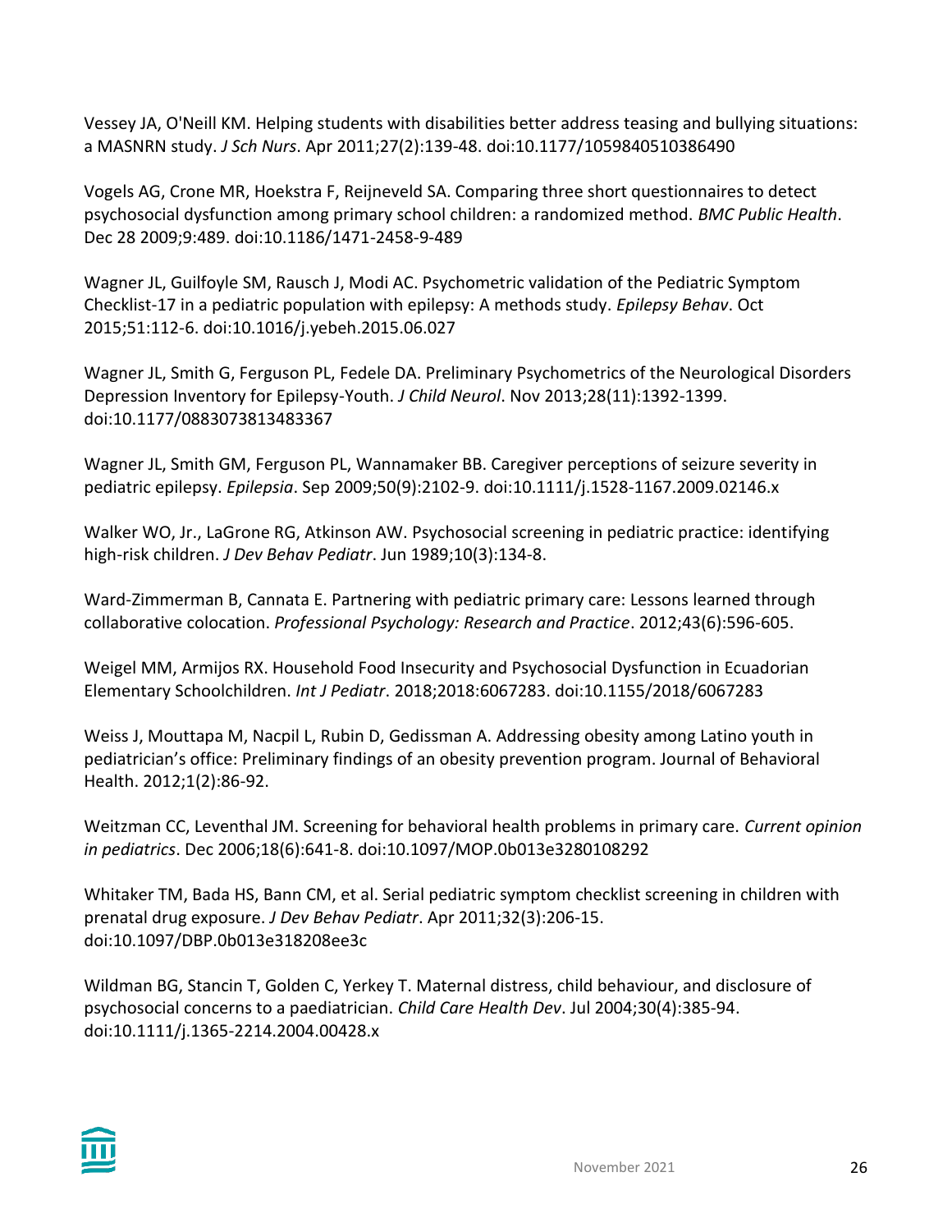Vessey JA, O'Neill KM. Helping students with disabilities better address teasing and bullying situations: a MASNRN study. *J Sch Nurs*. Apr 2011;27(2):139-48. doi:10.1177/1059840510386490

Vogels AG, Crone MR, Hoekstra F, Reijneveld SA. Comparing three short questionnaires to detect psychosocial dysfunction among primary school children: a randomized method. *BMC Public Health*. Dec 28 2009;9:489. doi:10.1186/1471-2458-9-489

Wagner JL, Guilfoyle SM, Rausch J, Modi AC. Psychometric validation of the Pediatric Symptom Checklist-17 in a pediatric population with epilepsy: A methods study. *Epilepsy Behav*. Oct 2015;51:112-6. doi:10.1016/j.yebeh.2015.06.027

Wagner JL, Smith G, Ferguson PL, Fedele DA. Preliminary Psychometrics of the Neurological Disorders Depression Inventory for Epilepsy-Youth. *J Child Neurol*. Nov 2013;28(11):1392-1399. doi:10.1177/0883073813483367

Wagner JL, Smith GM, Ferguson PL, Wannamaker BB. Caregiver perceptions of seizure severity in pediatric epilepsy. *Epilepsia*. Sep 2009;50(9):2102-9. doi:10.1111/j.1528-1167.2009.02146.x

Walker WO, Jr., LaGrone RG, Atkinson AW. Psychosocial screening in pediatric practice: identifying high-risk children. *J Dev Behav Pediatr*. Jun 1989;10(3):134-8.

Ward-Zimmerman B, Cannata E. Partnering with pediatric primary care: Lessons learned through collaborative colocation. *Professional Psychology: Research and Practice*. 2012;43(6):596-605.

Weigel MM, Armijos RX. Household Food Insecurity and Psychosocial Dysfunction in Ecuadorian Elementary Schoolchildren. *Int J Pediatr*. 2018;2018:6067283. doi:10.1155/2018/6067283

Weiss J, Mouttapa M, Nacpil L, Rubin D, Gedissman A. Addressing obesity among Latino youth in pediatrician's office: Preliminary findings of an obesity prevention program. Journal of Behavioral Health. 2012;1(2):86-92.

Weitzman CC, Leventhal JM. Screening for behavioral health problems in primary care. *Current opinion in pediatrics*. Dec 2006;18(6):641-8. doi:10.1097/MOP.0b013e3280108292

Whitaker TM, Bada HS, Bann CM, et al. Serial pediatric symptom checklist screening in children with prenatal drug exposure. *J Dev Behav Pediatr*. Apr 2011;32(3):206-15. doi:10.1097/DBP.0b013e318208ee3c

Wildman BG, Stancin T, Golden C, Yerkey T. Maternal distress, child behaviour, and disclosure of psychosocial concerns to a paediatrician. *Child Care Health Dev*. Jul 2004;30(4):385-94. doi:10.1111/j.1365-2214.2004.00428.x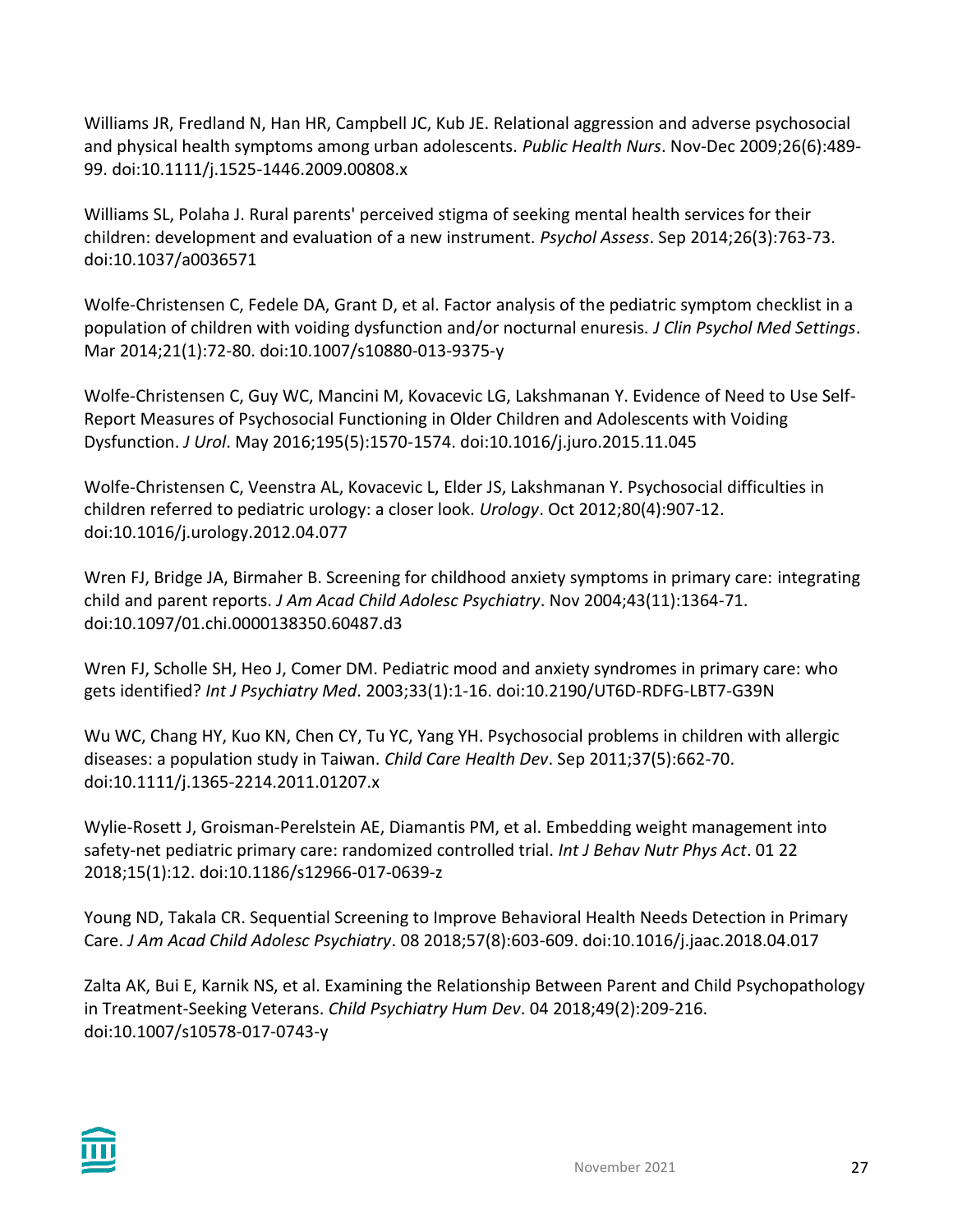Williams JR, Fredland N, Han HR, Campbell JC, Kub JE. Relational aggression and adverse psychosocial and physical health symptoms among urban adolescents. *Public Health Nurs*. Nov-Dec 2009;26(6):489-99. doi:10.1111/j.1525-1446.2009.00808.x

Williams SL, Polaha J. Rural parents' perceived stigma of seeking mental health services for their children: development and evaluation of a new instrument. *Psychol Assess*. Sep 2014;26(3):763-73. doi:10.1037/a0036571

Wolfe-Christensen C, Fedele DA, Grant D, et al. Factor analysis of the pediatric symptom checklist in a population of children with voiding dysfunction and/or nocturnal enuresis. *J Clin Psychol Med Settings*. Mar 2014;21(1):72-80. doi:10.1007/s10880-013-9375-y

Wolfe-Christensen C, Guy WC, Mancini M, Kovacevic LG, Lakshmanan Y. Evidence of Need to Use Self-Report Measures of Psychosocial Functioning in Older Children and Adolescents with Voiding Dysfunction. *J Urol*. May 2016;195(5):1570-1574. doi:10.1016/j.juro.2015.11.045

Wolfe-Christensen C, Veenstra AL, Kovacevic L, Elder JS, Lakshmanan Y. Psychosocial difficulties in children referred to pediatric urology: a closer look. *Urology*. Oct 2012;80(4):907-12. doi:10.1016/j.urology.2012.04.077

Wren FJ, Bridge JA, Birmaher B. Screening for childhood anxiety symptoms in primary care: integrating child and parent reports. *J Am Acad Child Adolesc Psychiatry*. Nov 2004;43(11):1364-71. doi:10.1097/01.chi.0000138350.60487.d3

Wren FJ, Scholle SH, Heo J, Comer DM. Pediatric mood and anxiety syndromes in primary care: who gets identified? *Int J Psychiatry Med*. 2003;33(1):1-16. doi:10.2190/UT6D-RDFG-LBT7-G39N

Wu WC, Chang HY, Kuo KN, Chen CY, Tu YC, Yang YH. Psychosocial problems in children with allergic diseases: a population study in Taiwan. *Child Care Health Dev*. Sep 2011;37(5):662-70. doi:10.1111/j.1365-2214.2011.01207.x

Wylie-Rosett J, Groisman-Perelstein AE, Diamantis PM, et al. Embedding weight management into safety-net pediatric primary care: randomized controlled trial. *Int J Behav Nutr Phys Act*. 01 22 2018;15(1):12. doi:10.1186/s12966-017-0639-z

Young ND, Takala CR. Sequential Screening to Improve Behavioral Health Needs Detection in Primary Care. *J Am Acad Child Adolesc Psychiatry*. 08 2018;57(8):603-609. doi:10.1016/j.jaac.2018.04.017

Zalta AK, Bui E, Karnik NS, et al. Examining the Relationship Between Parent and Child Psychopathology in Treatment-Seeking Veterans. *Child Psychiatry Hum Dev*. 04 2018;49(2):209-216. doi:10.1007/s10578-017-0743-y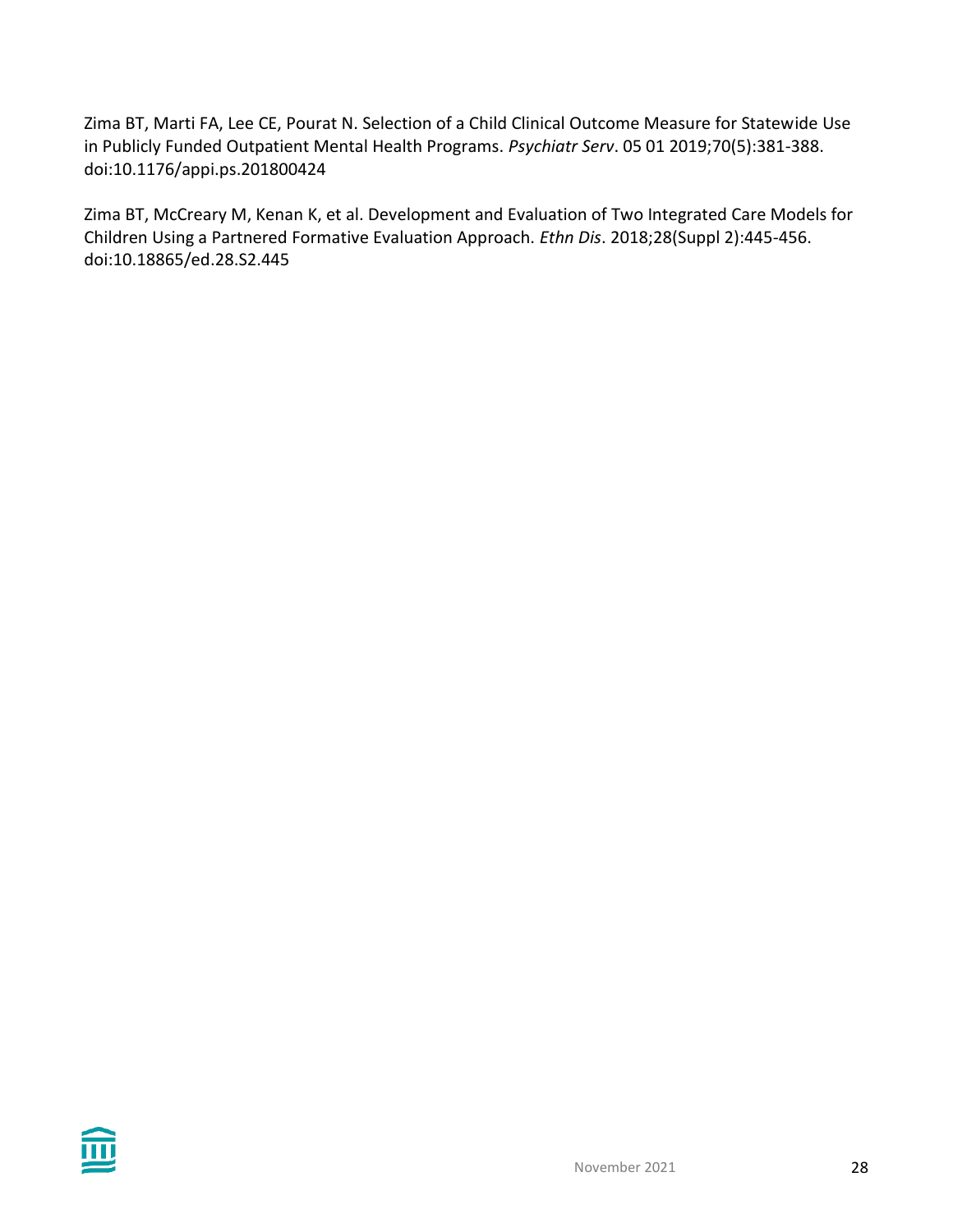Zima BT, Marti FA, Lee CE, Pourat N. Selection of a Child Clinical Outcome Measure for Statewide Use in Publicly Funded Outpatient Mental Health Programs. *Psychiatr Serv*. 05 01 2019;70(5):381-388. doi:10.1176/appi.ps.201800424

Zima BT, McCreary M, Kenan K, et al. Development and Evaluation of Two Integrated Care Models for Children Using a Partnered Formative Evaluation Approach. *Ethn Dis*. 2018;28(Suppl 2):445-456. doi:10.18865/ed.28.S2.445